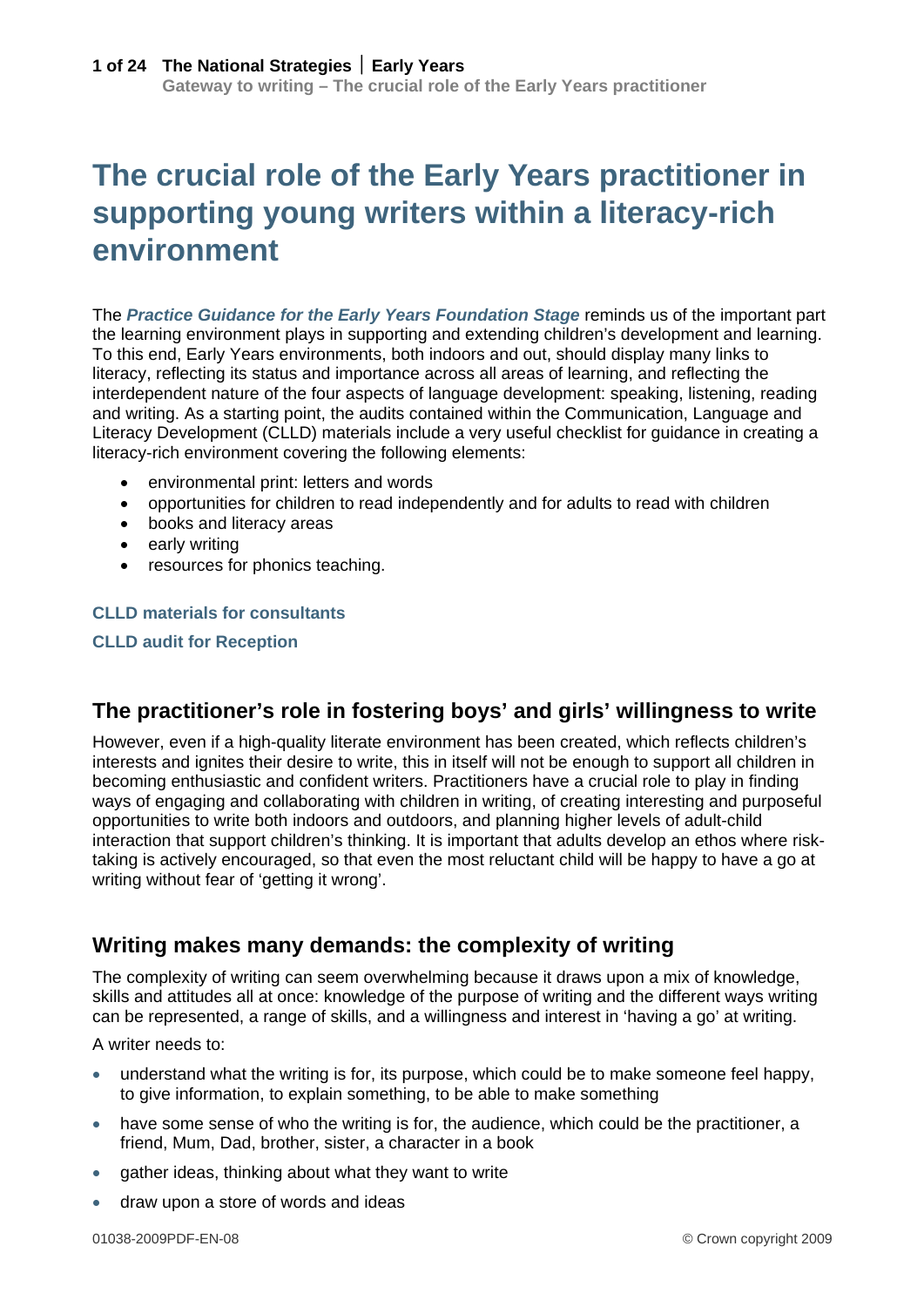# The crucial role of the Early Years practitioner in supporting young writers within a literacy-rich environment

The ***Practice Guidance for the Early Years Foundation Stage*** reminds us of the important part the learning environment plays in supporting and extending children's development and learning. To this end, Early Years environments, both indoors and out, should display many links to literacy, reflecting its status and importance across all areas of learning, and reflecting the interdependent nature of the four aspects of language development: speaking, listening, reading and writing. As a starting point, the audits contained within the Communication, Language and Literacy Development (CLLD) materials include a very useful checklist for guidance in creating a literacy-rich environment covering the following elements:

- environmental print: letters and words
- opportunities for children to read independently and for adults to read with children
- books and literacy areas
- early writing
- resources for phonics teaching.

**CLLD materials for consultants**

**CLLD audit for Reception**

## The practitioner's role in fostering boys' and girls' willingness to write

However, even if a high-quality literate environment has been created, which reflects children's interests and ignites their desire to write, this in itself will not be enough to support all children in becoming enthusiastic and confident writers. Practitioners have a crucial role to play in finding ways of engaging and collaborating with children in writing, of creating interesting and purposeful opportunities to write both indoors and outdoors, and planning higher levels of adult-child interaction that support children's thinking. It is important that adults develop an ethos where risk-taking is actively encouraged, so that even the most reluctant child will be happy to have a go at writing without fear of 'getting it wrong'.

## Writing makes many demands: the complexity of writing

The complexity of writing can seem overwhelming because it draws upon a mix of knowledge, skills and attitudes all at once: knowledge of the purpose of writing and the different ways writing can be represented, a range of skills, and a willingness and interest in 'having a go' at writing.

A writer needs to:

- understand what the writing is for, its purpose, which could be to make someone feel happy, to give information, to explain something, to be able to make something
- have some sense of who the writing is for, the audience, which could be the practitioner, a friend, Mum, Dad, brother, sister, a character in a book
- gather ideas, thinking about what they want to write
- draw upon a store of words and ideas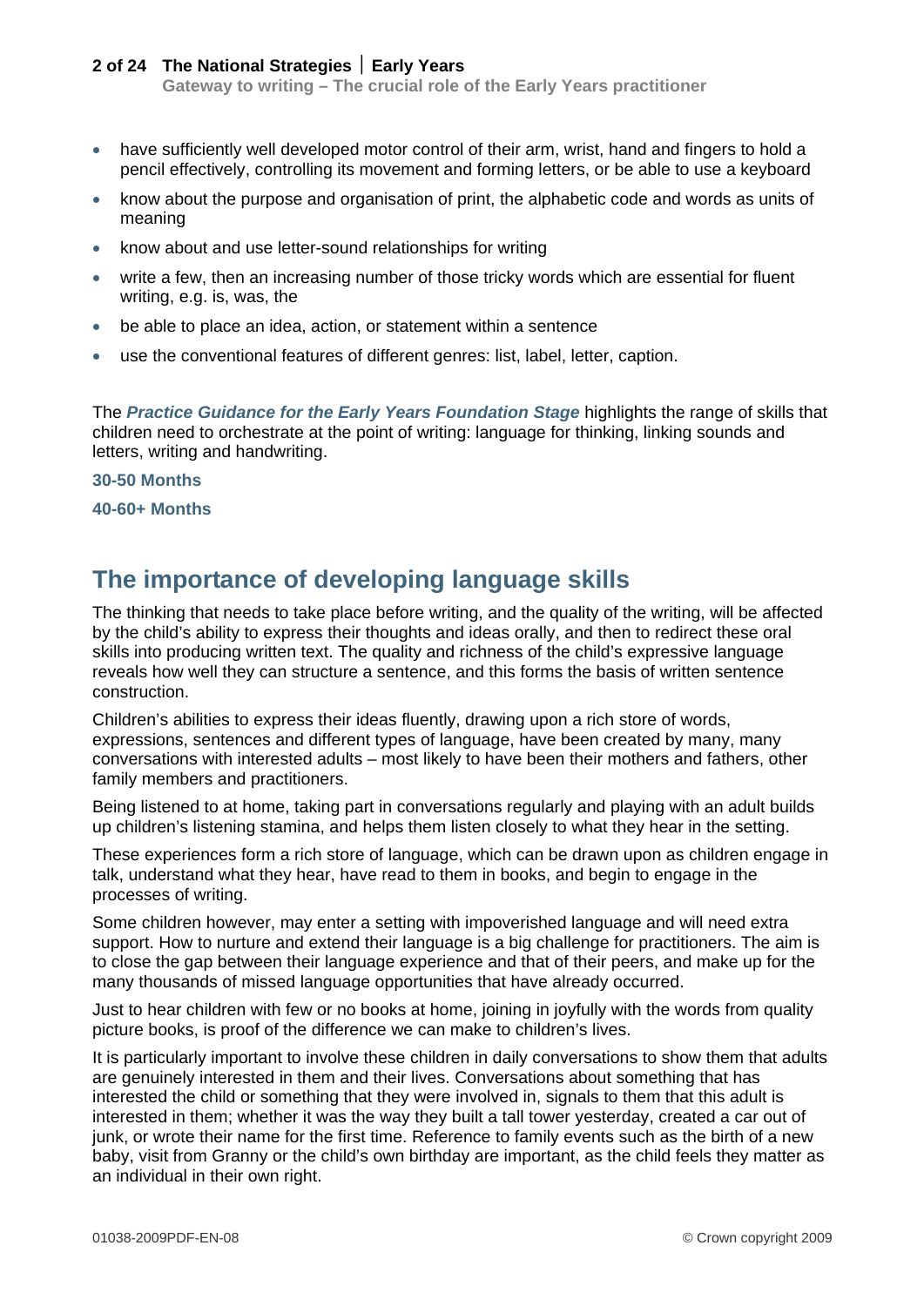- have sufficiently well developed motor control of their arm, wrist, hand and fingers to hold a pencil effectively, controlling its movement and forming letters, or be able to use a keyboard
- know about the purpose and organisation of print, the alphabetic code and words as units of meaning
- know about and use letter-sound relationships for writing
- write a few, then an increasing number of those tricky words which are essential for fluent writing, e.g. is, was, the
- be able to place an idea, action, or statement within a sentence
- use the conventional features of different genres: list, label, letter, caption.

The ***Practice Guidance for the Early Years Foundation Stage*** highlights the range of skills that children need to orchestrate at the point of writing: language for thinking, linking sounds and letters, writing and handwriting.

**30-50 Months**

**40-60+ Months**

## The importance of developing language skills

The thinking that needs to take place before writing, and the quality of the writing, will be affected by the child's ability to express their thoughts and ideas orally, and then to redirect these oral skills into producing written text. The quality and richness of the child's expressive language reveals how well they can structure a sentence, and this forms the basis of written sentence construction.

Children's abilities to express their ideas fluently, drawing upon a rich store of words, expressions, sentences and different types of language, have been created by many, many conversations with interested adults – most likely to have been their mothers and fathers, other family members and practitioners.

Being listened to at home, taking part in conversations regularly and playing with an adult builds up children's listening stamina, and helps them listen closely to what they hear in the setting.

These experiences form a rich store of language, which can be drawn upon as children engage in talk, understand what they hear, have read to them in books, and begin to engage in the processes of writing.

Some children however, may enter a setting with impoverished language and will need extra support. How to nurture and extend their language is a big challenge for practitioners. The aim is to close the gap between their language experience and that of their peers, and make up for the many thousands of missed language opportunities that have already occurred.

Just to hear children with few or no books at home, joining in joyfully with the words from quality picture books, is proof of the difference we can make to children's lives.

It is particularly important to involve these children in daily conversations to show them that adults are genuinely interested in them and their lives. Conversations about something that has interested the child or something that they were involved in, signals to them that this adult is interested in them; whether it was the way they built a tall tower yesterday, created a car out of junk, or wrote their name for the first time. Reference to family events such as the birth of a new baby, visit from Granny or the child's own birthday are important, as the child feels they matter as an individual in their own right.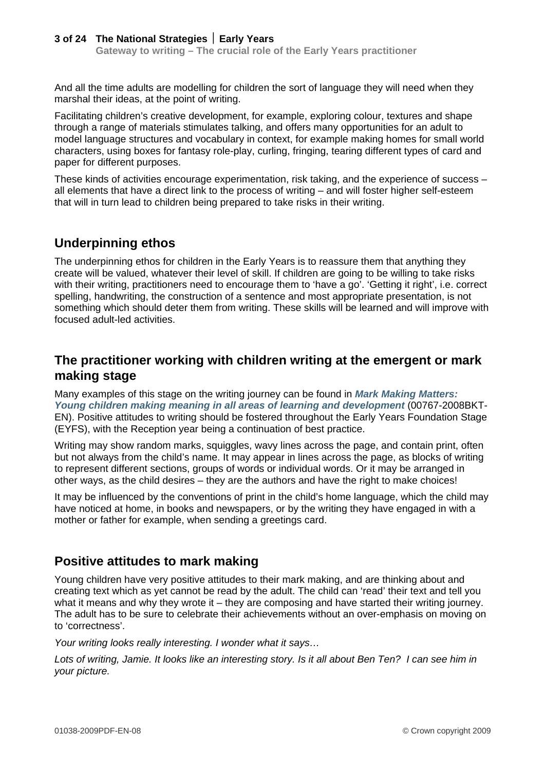And all the time adults are modelling for children the sort of language they will need when they marshal their ideas, at the point of writing.

Facilitating children's creative development, for example, exploring colour, textures and shape through a range of materials stimulates talking, and offers many opportunities for an adult to model language structures and vocabulary in context, for example making homes for small world characters, using boxes for fantasy role-play, curling, fringing, tearing different types of card and paper for different purposes.

These kinds of activities encourage experimentation, risk taking, and the experience of success – all elements that have a direct link to the process of writing – and will foster higher self-esteem that will in turn lead to children being prepared to take risks in their writing.

## Underpinning ethos

The underpinning ethos for children in the Early Years is to reassure them that anything they create will be valued, whatever their level of skill. If children are going to be willing to take risks with their writing, practitioners need to encourage them to 'have a go'. 'Getting it right', i.e. correct spelling, handwriting, the construction of a sentence and most appropriate presentation, is not something which should deter them from writing. These skills will be learned and will improve with focused adult-led activities.

## The practitioner working with children writing at the emergent or mark making stage

Many examples of this stage on the writing journey can be found in ***Mark Making Matters: Young children making meaning in all areas of learning and development*** (00767-2008BKT-EN). Positive attitudes to writing should be fostered throughout the Early Years Foundation Stage (EYFS), with the Reception year being a continuation of best practice.

Writing may show random marks, squiggles, wavy lines across the page, and contain print, often but not always from the child's name. It may appear in lines across the page, as blocks of writing to represent different sections, groups of words or individual words. Or it may be arranged in other ways, as the child desires – they are the authors and have the right to make choices!

It may be influenced by the conventions of print in the child's home language, which the child may have noticed at home, in books and newspapers, or by the writing they have engaged in with a mother or father for example, when sending a greetings card.

## Positive attitudes to mark making

Young children have very positive attitudes to their mark making, and are thinking about and creating text which as yet cannot be read by the adult. The child can 'read' their text and tell you what it means and why they wrote it – they are composing and have started their writing journey. The adult has to be sure to celebrate their achievements without an over-emphasis on moving on to 'correctness'.

*Your writing looks really interesting. I wonder what it says…*

*Lots of writing, Jamie. It looks like an interesting story. Is it all about Ben Ten? I can see him in your picture.*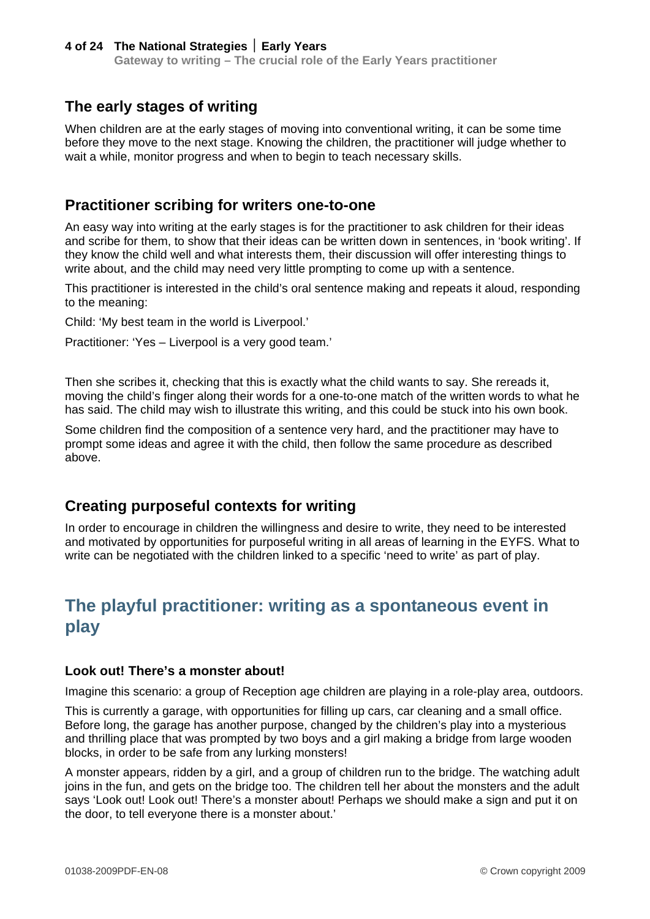## The early stages of writing

When children are at the early stages of moving into conventional writing, it can be some time before they move to the next stage. Knowing the children, the practitioner will judge whether to wait a while, monitor progress and when to begin to teach necessary skills.

## Practitioner scribing for writers one-to-one

An easy way into writing at the early stages is for the practitioner to ask children for their ideas and scribe for them, to show that their ideas can be written down in sentences, in 'book writing'. If they know the child well and what interests them, their discussion will offer interesting things to write about, and the child may need very little prompting to come up with a sentence.

This practitioner is interested in the child's oral sentence making and repeats it aloud, responding to the meaning:

Child: 'My best team in the world is Liverpool.'

Practitioner: 'Yes – Liverpool is a very good team.'

Then she scribes it, checking that this is exactly what the child wants to say. She rereads it, moving the child's finger along their words for a one-to-one match of the written words to what he has said. The child may wish to illustrate this writing, and this could be stuck into his own book.

Some children find the composition of a sentence very hard, and the practitioner may have to prompt some ideas and agree it with the child, then follow the same procedure as described above.

## Creating purposeful contexts for writing

In order to encourage in children the willingness and desire to write, they need to be interested and motivated by opportunities for purposeful writing in all areas of learning in the EYFS. What to write can be negotiated with the children linked to a specific 'need to write' as part of play.

# The playful practitioner: writing as a spontaneous event in play

### Look out! There's a monster about!

Imagine this scenario: a group of Reception age children are playing in a role-play area, outdoors.

This is currently a garage, with opportunities for filling up cars, car cleaning and a small office. Before long, the garage has another purpose, changed by the children's play into a mysterious and thrilling place that was prompted by two boys and a girl making a bridge from large wooden blocks, in order to be safe from any lurking monsters!

A monster appears, ridden by a girl, and a group of children run to the bridge. The watching adult joins in the fun, and gets on the bridge too. The children tell her about the monsters and the adult says 'Look out! Look out! There's a monster about! Perhaps we should make a sign and put it on the door, to tell everyone there is a monster about.'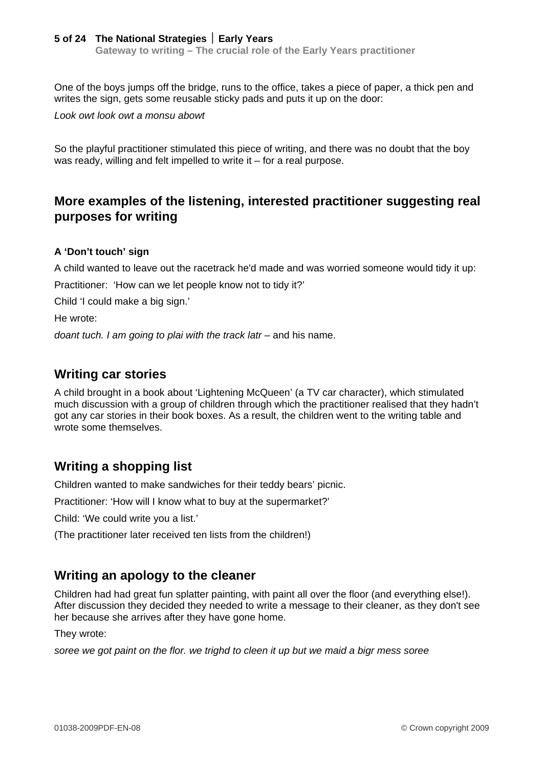One of the boys jumps off the bridge, runs to the office, takes a piece of paper, a thick pen and writes the sign, gets some reusable sticky pads and puts it up on the door:

*Look owt look owt a monsu abowt*

So the playful practitioner stimulated this piece of writing, and there was no doubt that the boy was ready, willing and felt impelled to write it – for a real purpose.

## More examples of the listening, interested practitioner suggesting real purposes for writing

#### A 'Don't touch' sign

A child wanted to leave out the racetrack he'd made and was worried someone would tidy it up:

Practitioner: 'How can we let people know not to tidy it?'

Child 'I could make a big sign.'

He wrote:

*doant tuch. I am going to plai with the track latr* – and his name.

### Writing car stories

A child brought in a book about 'Lightening McQueen' (a TV car character), which stimulated much discussion with a group of children through which the practitioner realised that they hadn't got any car stories in their book boxes. As a result, the children went to the writing table and wrote some themselves.

### Writing a shopping list

Children wanted to make sandwiches for their teddy bears' picnic.

Practitioner: 'How will I know what to buy at the supermarket?'

Child: 'We could write you a list.'

(The practitioner later received ten lists from the children!)

### Writing an apology to the cleaner

Children had had great fun splatter painting, with paint all over the floor (and everything else!). After discussion they decided they needed to write a message to their cleaner, as they don't see her because she arrives after they have gone home.

They wrote:

*soree we got paint on the flor. we trighd to cleen it up but we maid a bigr mess soree*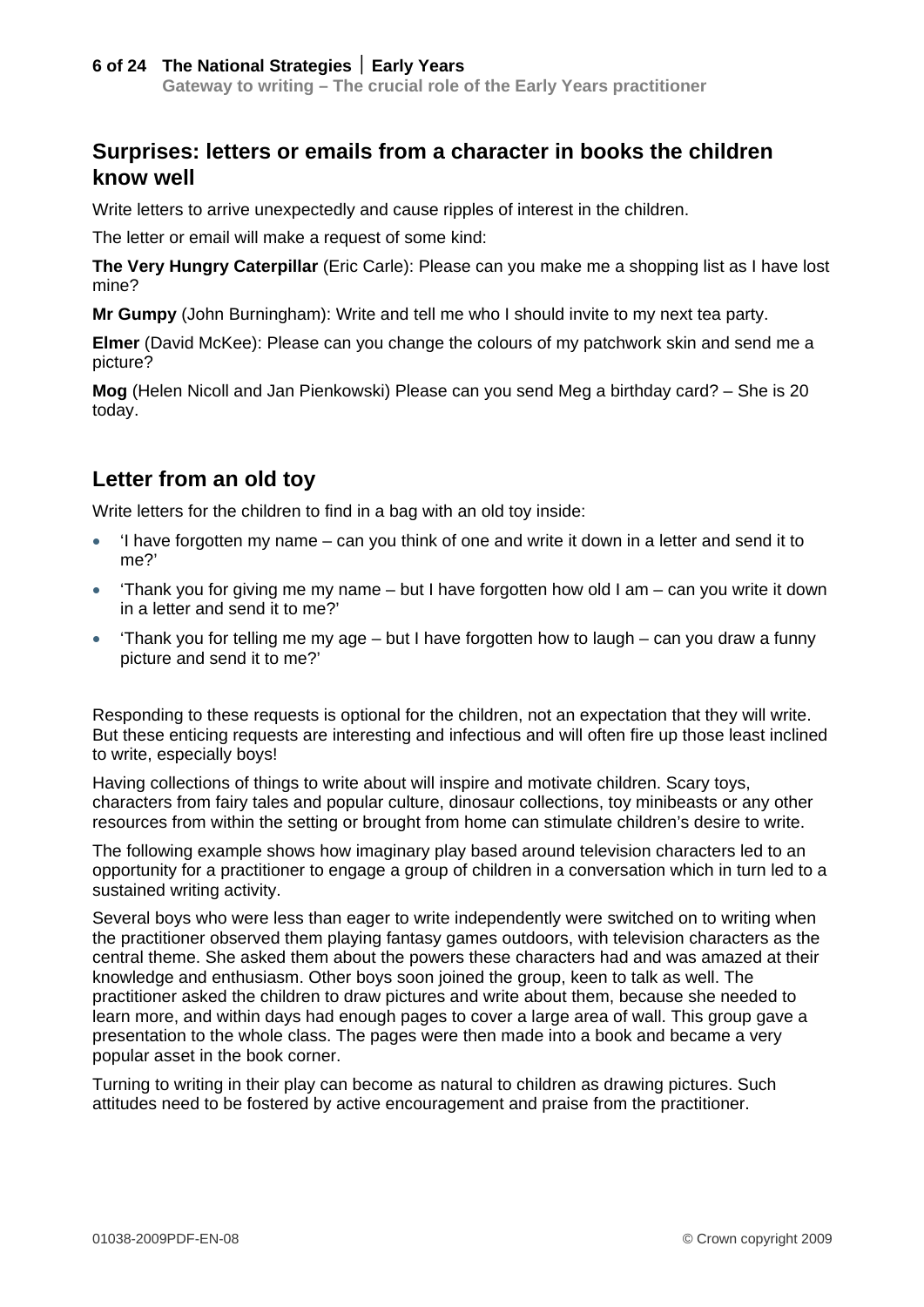## Surprises: letters or emails from a character in books the children know well

Write letters to arrive unexpectedly and cause ripples of interest in the children.

The letter or email will make a request of some kind:

**The Very Hungry Caterpillar** (Eric Carle): Please can you make me a shopping list as I have lost mine?

**Mr Gumpy** (John Burningham): Write and tell me who I should invite to my next tea party.

**Elmer** (David McKee): Please can you change the colours of my patchwork skin and send me a picture?

**Mog** (Helen Nicoll and Jan Pienkowski) Please can you send Meg a birthday card? – She is 20 today.

## Letter from an old toy

Write letters for the children to find in a bag with an old toy inside:

- 'I have forgotten my name – can you think of one and write it down in a letter and send it to me?'
- 'Thank you for giving me my name – but I have forgotten how old I am – can you write it down in a letter and send it to me?'
- 'Thank you for telling me my age – but I have forgotten how to laugh – can you draw a funny picture and send it to me?'

Responding to these requests is optional for the children, not an expectation that they will write. But these enticing requests are interesting and infectious and will often fire up those least inclined to write, especially boys!

Having collections of things to write about will inspire and motivate children. Scary toys, characters from fairy tales and popular culture, dinosaur collections, toy minibeasts or any other resources from within the setting or brought from home can stimulate children's desire to write.

The following example shows how imaginary play based around television characters led to an opportunity for a practitioner to engage a group of children in a conversation which in turn led to a sustained writing activity.

Several boys who were less than eager to write independently were switched on to writing when the practitioner observed them playing fantasy games outdoors, with television characters as the central theme. She asked them about the powers these characters had and was amazed at their knowledge and enthusiasm. Other boys soon joined the group, keen to talk as well. The practitioner asked the children to draw pictures and write about them, because she needed to learn more, and within days had enough pages to cover a large area of wall. This group gave a presentation to the whole class. The pages were then made into a book and became a very popular asset in the book corner.

Turning to writing in their play can become as natural to children as drawing pictures. Such attitudes need to be fostered by active encouragement and praise from the practitioner.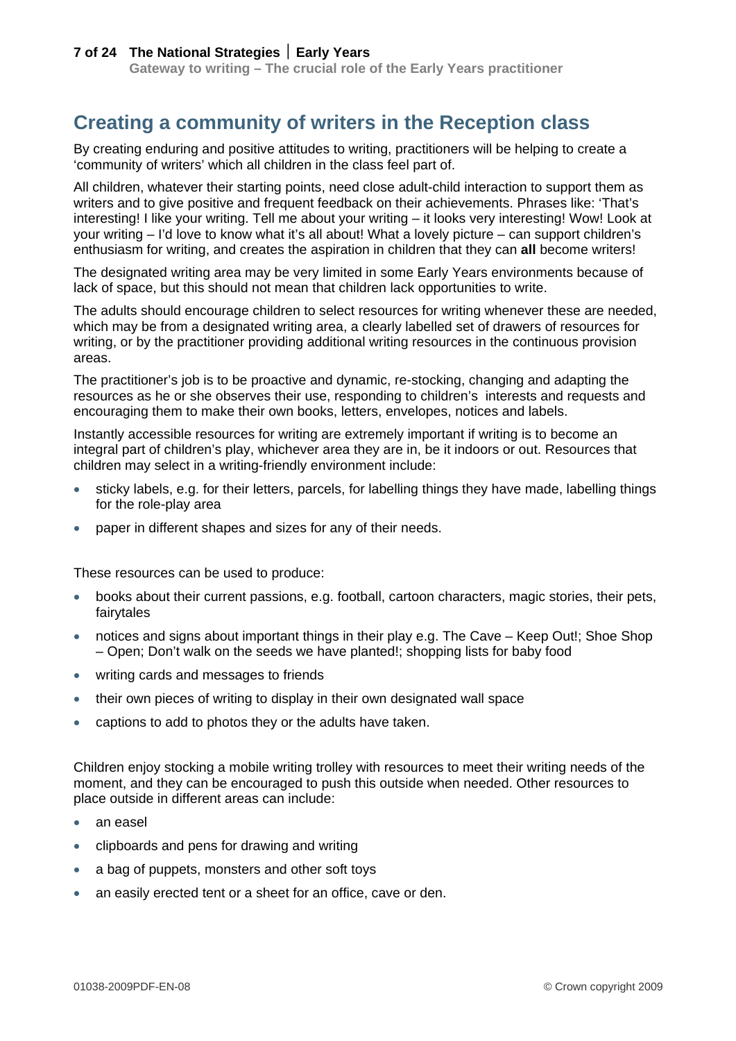## Creating a community of writers in the Reception class

By creating enduring and positive attitudes to writing, practitioners will be helping to create a 'community of writers' which all children in the class feel part of.

All children, whatever their starting points, need close adult-child interaction to support them as writers and to give positive and frequent feedback on their achievements. Phrases like: 'That's interesting! I like your writing. Tell me about your writing – it looks very interesting! Wow! Look at your writing – I'd love to know what it's all about! What a lovely picture – can support children's enthusiasm for writing, and creates the aspiration in children that they can **all** become writers!

The designated writing area may be very limited in some Early Years environments because of lack of space, but this should not mean that children lack opportunities to write.

The adults should encourage children to select resources for writing whenever these are needed, which may be from a designated writing area, a clearly labelled set of drawers of resources for writing, or by the practitioner providing additional writing resources in the continuous provision areas.

The practitioner's job is to be proactive and dynamic, re-stocking, changing and adapting the resources as he or she observes their use, responding to children's interests and requests and encouraging them to make their own books, letters, envelopes, notices and labels.

Instantly accessible resources for writing are extremely important if writing is to become an integral part of children's play, whichever area they are in, be it indoors or out. Resources that children may select in a writing-friendly environment include:

- sticky labels, e.g. for their letters, parcels, for labelling things they have made, labelling things for the role-play area
- paper in different shapes and sizes for any of their needs.

These resources can be used to produce:

- books about their current passions, e.g. football, cartoon characters, magic stories, their pets, fairytales
- notices and signs about important things in their play e.g. The Cave – Keep Out!; Shoe Shop – Open; Don't walk on the seeds we have planted!; shopping lists for baby food
- writing cards and messages to friends
- their own pieces of writing to display in their own designated wall space
- captions to add to photos they or the adults have taken.

Children enjoy stocking a mobile writing trolley with resources to meet their writing needs of the moment, and they can be encouraged to push this outside when needed. Other resources to place outside in different areas can include:

- an easel
- clipboards and pens for drawing and writing
- a bag of puppets, monsters and other soft toys
- an easily erected tent or a sheet for an office, cave or den.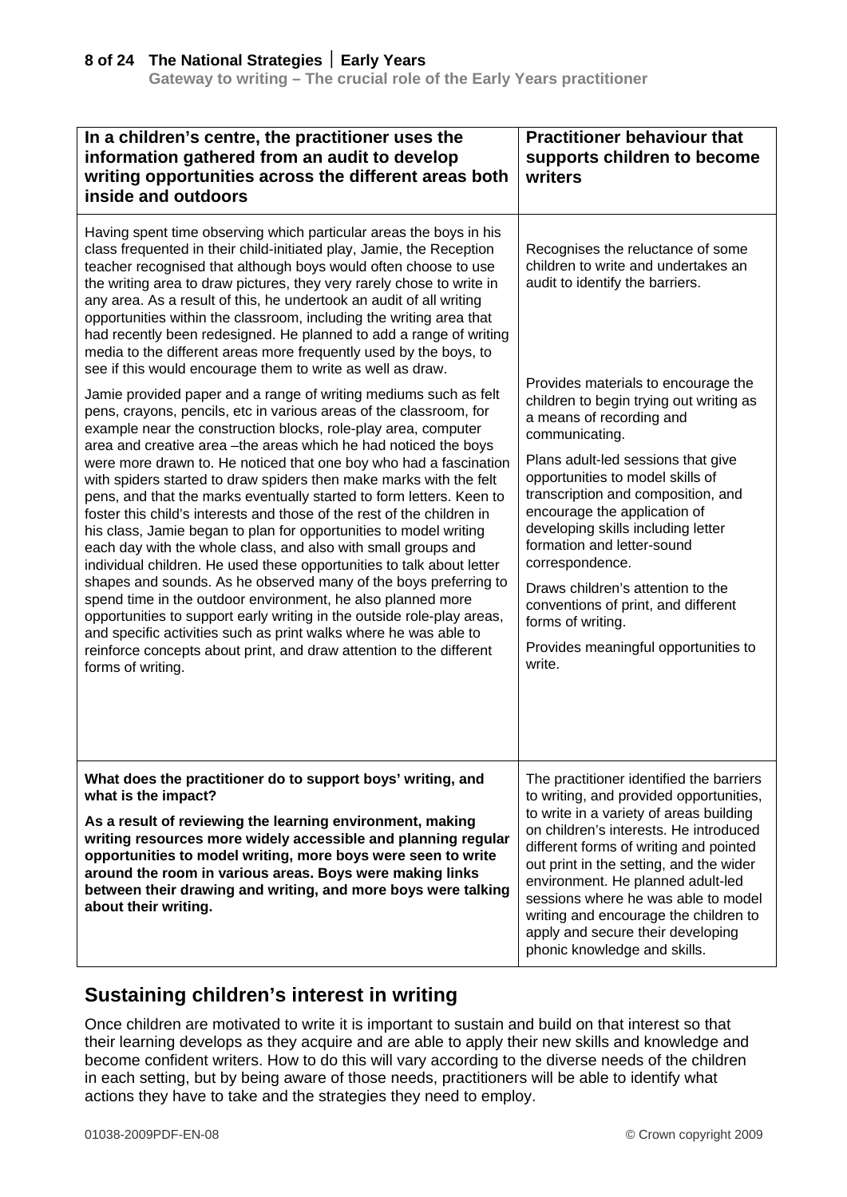| In a children's centre, the practitioner uses the information gathered from an audit to develop writing opportunities across the different areas both inside and outdoors | Practitioner behaviour that supports children to become writers |
|---|---|
| Having spent time observing which particular areas the boys in his class frequented in their child-initiated play, Jamie, the Reception teacher recognised that although boys would often choose to use the writing area to draw pictures, they very rarely chose to write in any area. As a result of this, he undertook an audit of all writing opportunities within the classroom, including the writing area that had recently been redesigned. He planned to add a range of writing media to the different areas more frequently used by the boys, to see if this would encourage them to write as well as draw.<br><br>Jamie provided paper and a range of writing mediums such as felt pens, crayons, pencils, etc in various areas of the classroom, for example near the construction blocks, role-play area, computer area and creative area –the areas which he had noticed the boys were more drawn to. He noticed that one boy who had a fascination with spiders started to draw spiders then make marks with the felt pens, and that the marks eventually started to form letters. Keen to foster this child's interests and those of the rest of the children in his class, Jamie began to plan for opportunities to model writing each day with the whole class, and also with small groups and individual children. He used these opportunities to talk about letter shapes and sounds. As he observed many of the boys preferring to spend time in the outdoor environment, he also planned more opportunities to support early writing in the outside role-play areas, and specific activities such as print walks where he was able to reinforce concepts about print, and draw attention to the different forms of writing. | Recognises the reluctance of some children to write and undertakes an audit to identify the barriers.<br><br>Provides materials to encourage the children to begin trying out writing as a means of recording and communicating.<br><br>Plans adult-led sessions that give opportunities to model skills of transcription and composition, and encourage the application of developing skills including letter formation and letter-sound correspondence.<br><br>Draws children's attention to the conventions of print, and different forms of writing.<br><br>Provides meaningful opportunities to write. |
| **What does the practitioner do to support boys' writing, and what is the impact?**<br><br>**As a result of reviewing the learning environment, making writing resources more widely accessible and planning regular opportunities to model writing, more boys were seen to write around the room in various areas. Boys were making links between their drawing and writing, and more boys were talking about their writing.** | The practitioner identified the barriers to writing, and provided opportunities, to write in a variety of areas building on children's interests. He introduced different forms of writing and pointed out print in the setting, and the wider environment. He planned adult-led sessions where he was able to model writing and encourage the children to apply and secure their developing phonic knowledge and skills. |

## Sustaining children's interest in writing

Once children are motivated to write it is important to sustain and build on that interest so that their learning develops as they acquire and are able to apply their new skills and knowledge and become confident writers. How to do this will vary according to the diverse needs of the children in each setting, but by being aware of those needs, practitioners will be able to identify what actions they have to take and the strategies they need to employ.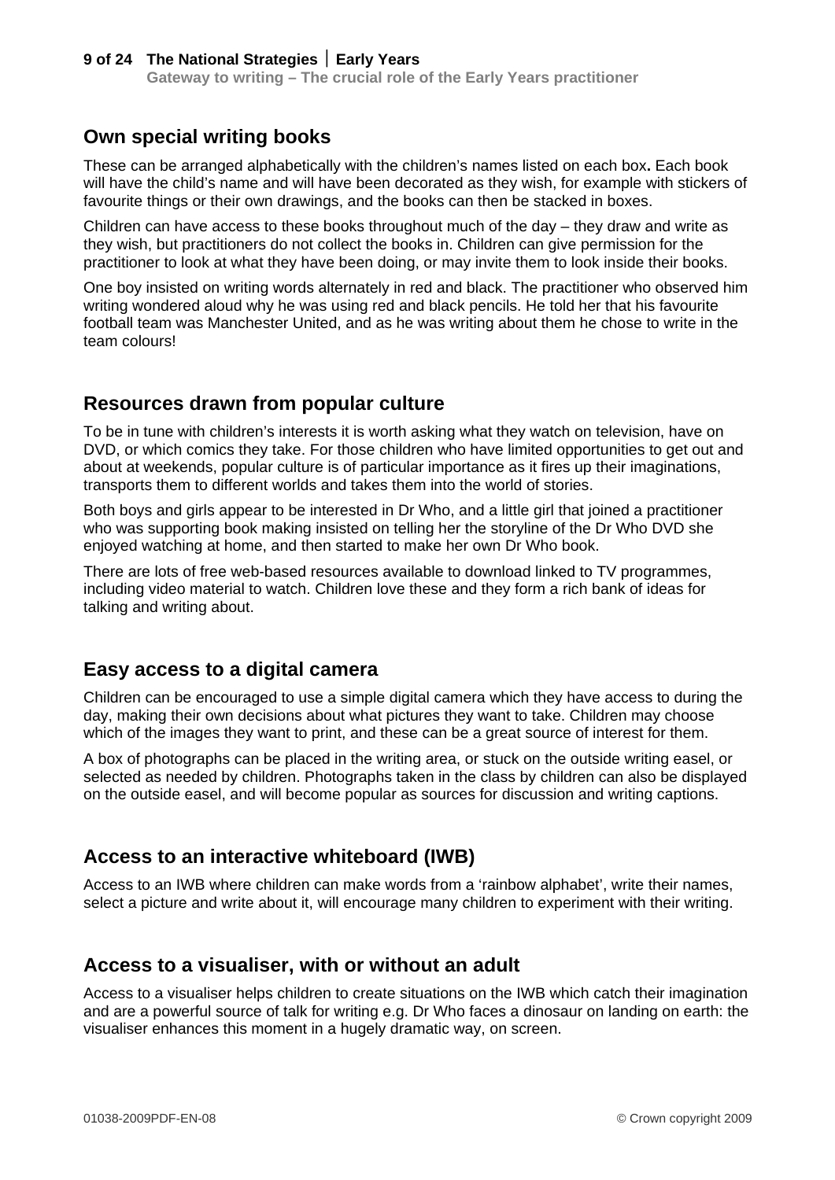## Own special writing books

These can be arranged alphabetically with the children's names listed on each box**.** Each book will have the child's name and will have been decorated as they wish, for example with stickers of favourite things or their own drawings, and the books can then be stacked in boxes.

Children can have access to these books throughout much of the day – they draw and write as they wish, but practitioners do not collect the books in. Children can give permission for the practitioner to look at what they have been doing, or may invite them to look inside their books.

One boy insisted on writing words alternately in red and black. The practitioner who observed him writing wondered aloud why he was using red and black pencils. He told her that his favourite football team was Manchester United, and as he was writing about them he chose to write in the team colours!

## Resources drawn from popular culture

To be in tune with children's interests it is worth asking what they watch on television, have on DVD, or which comics they take. For those children who have limited opportunities to get out and about at weekends, popular culture is of particular importance as it fires up their imaginations, transports them to different worlds and takes them into the world of stories.

Both boys and girls appear to be interested in Dr Who, and a little girl that joined a practitioner who was supporting book making insisted on telling her the storyline of the Dr Who DVD she enjoyed watching at home, and then started to make her own Dr Who book.

There are lots of free web-based resources available to download linked to TV programmes, including video material to watch. Children love these and they form a rich bank of ideas for talking and writing about.

## Easy access to a digital camera

Children can be encouraged to use a simple digital camera which they have access to during the day, making their own decisions about what pictures they want to take. Children may choose which of the images they want to print, and these can be a great source of interest for them.

A box of photographs can be placed in the writing area, or stuck on the outside writing easel, or selected as needed by children. Photographs taken in the class by children can also be displayed on the outside easel, and will become popular as sources for discussion and writing captions.

## Access to an interactive whiteboard (IWB)

Access to an IWB where children can make words from a 'rainbow alphabet', write their names, select a picture and write about it, will encourage many children to experiment with their writing.

## Access to a visualiser, with or without an adult

Access to a visualiser helps children to create situations on the IWB which catch their imagination and are a powerful source of talk for writing e.g. Dr Who faces a dinosaur on landing on earth: the visualiser enhances this moment in a hugely dramatic way, on screen.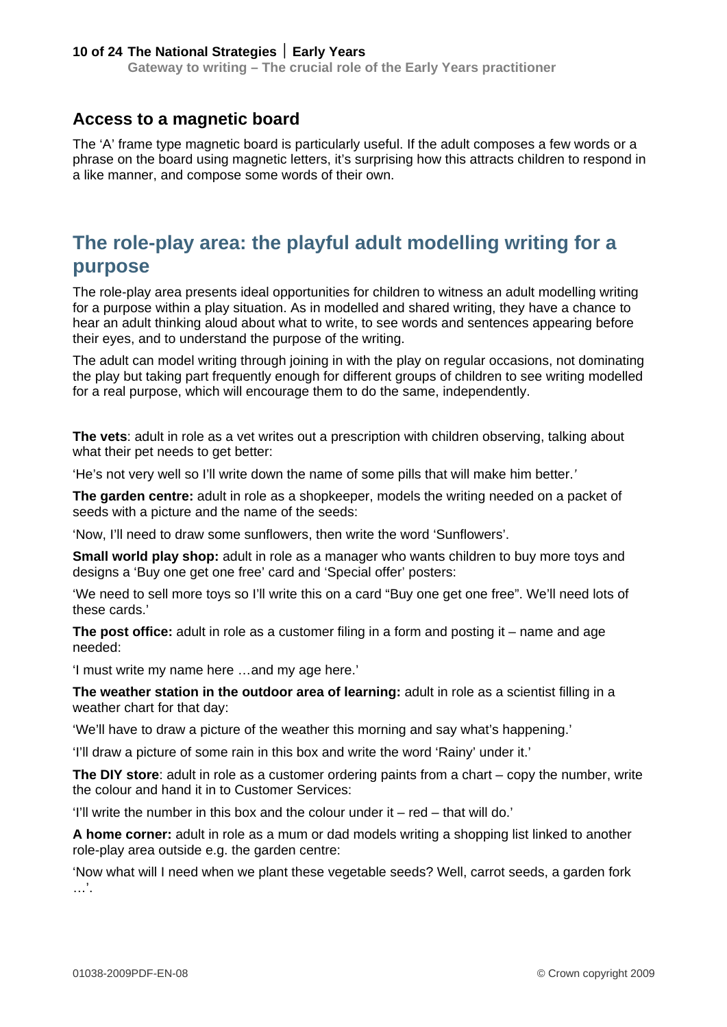## Access to a magnetic board

The 'A' frame type magnetic board is particularly useful. If the adult composes a few words or a phrase on the board using magnetic letters, it's surprising how this attracts children to respond in a like manner, and compose some words of their own.

## The role-play area: the playful adult modelling writing for a purpose

The role-play area presents ideal opportunities for children to witness an adult modelling writing for a purpose within a play situation. As in modelled and shared writing, they have a chance to hear an adult thinking aloud about what to write, to see words and sentences appearing before their eyes, and to understand the purpose of the writing.

The adult can model writing through joining in with the play on regular occasions, not dominating the play but taking part frequently enough for different groups of children to see writing modelled for a real purpose, which will encourage them to do the same, independently.

**The vets**: adult in role as a vet writes out a prescription with children observing, talking about what their pet needs to get better:

'He's not very well so I'll write down the name of some pills that will make him better.'

**The garden centre:** adult in role as a shopkeeper, models the writing needed on a packet of seeds with a picture and the name of the seeds:

'Now, I'll need to draw some sunflowers, then write the word 'Sunflowers'.

**Small world play shop:** adult in role as a manager who wants children to buy more toys and designs a 'Buy one get one free' card and 'Special offer' posters:

'We need to sell more toys so I'll write this on a card "Buy one get one free". We'll need lots of these cards.'

**The post office:** adult in role as a customer filing in a form and posting it – name and age needed:

'I must write my name here …and my age here.'

**The weather station in the outdoor area of learning:** adult in role as a scientist filling in a weather chart for that day:

'We'll have to draw a picture of the weather this morning and say what's happening.'

'I'll draw a picture of some rain in this box and write the word 'Rainy' under it.'

**The DIY store**: adult in role as a customer ordering paints from a chart – copy the number, write the colour and hand it in to Customer Services:

'I'll write the number in this box and the colour under it – red – that will do.'

**A home corner:** adult in role as a mum or dad models writing a shopping list linked to another role-play area outside e.g. the garden centre:

'Now what will I need when we plant these vegetable seeds? Well, carrot seeds, a garden fork …'.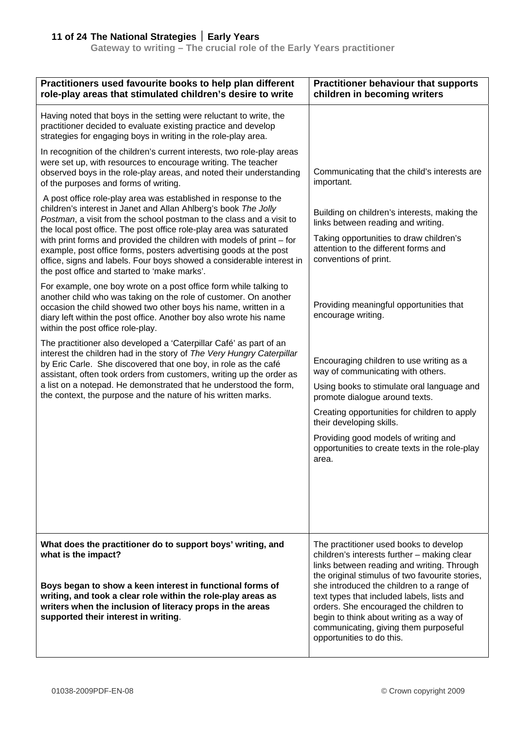| Practitioners used favourite books to help plan different role-play areas that stimulated children's desire to write | Practitioner behaviour that supports children in becoming writers |
|---|---|
| Having noted that boys in the setting were reluctant to write, the practitioner decided to evaluate existing practice and develop strategies for engaging boys in writing in the role-play area. | |
| In recognition of the children's current interests, two role-play areas were set up, with resources to encourage writing. The teacher observed boys in the role-play areas, and noted their understanding of the purposes and forms of writing. | Communicating that the child's interests are important. |
| A post office role-play area was established in response to the children's interest in Janet and Allan Ahlberg's book *The Jolly Postman*, a visit from the school postman to the class and a visit to the local post office. The post office role-play area was saturated with print forms and provided the children with models of print – for example, post office forms, posters advertising goods at the post office, signs and labels. Four boys showed a considerable interest in the post office and started to 'make marks'. | Building on children's interests, making the links between reading and writing.<br><br>Taking opportunities to draw children's attention to the different forms and conventions of print. |
| For example, one boy wrote on a post office form while talking to another child who was taking on the role of customer. On another occasion the child showed two other boys his name, written in a diary left within the post office. Another boy also wrote his name within the post office role-play. | Providing meaningful opportunities that encourage writing. |
| The practitioner also developed a 'Caterpillar Café' as part of an interest the children had in the story of *The Very Hungry Caterpillar* by Eric Carle. She discovered that one boy, in role as the café assistant, often took orders from customers, writing up the order as a list on a notepad. He demonstrated that he understood the form, the context, the purpose and the nature of his written marks. | Encouraging children to use writing as a way of communicating with others.<br><br>Using books to stimulate oral language and promote dialogue around texts.<br><br>Creating opportunities for children to apply their developing skills.<br><br>Providing good models of writing and opportunities to create texts in the role-play area. |
| **What does the practitioner do to support boys' writing, and what is the impact?**<br><br>**Boys began to show a keen interest in functional forms of writing, and took a clear role within the role-play areas as writers when the inclusion of literacy props in the areas supported their interest in writing**. | The practitioner used books to develop children's interests further – making clear links between reading and writing. Through the original stimulus of two favourite stories, she introduced the children to a range of text types that included labels, lists and orders. She encouraged the children to begin to think about writing as a way of communicating, giving them purposeful opportunities to do this. |

01038-2009PDF-EN-08 © Crown copyright 2009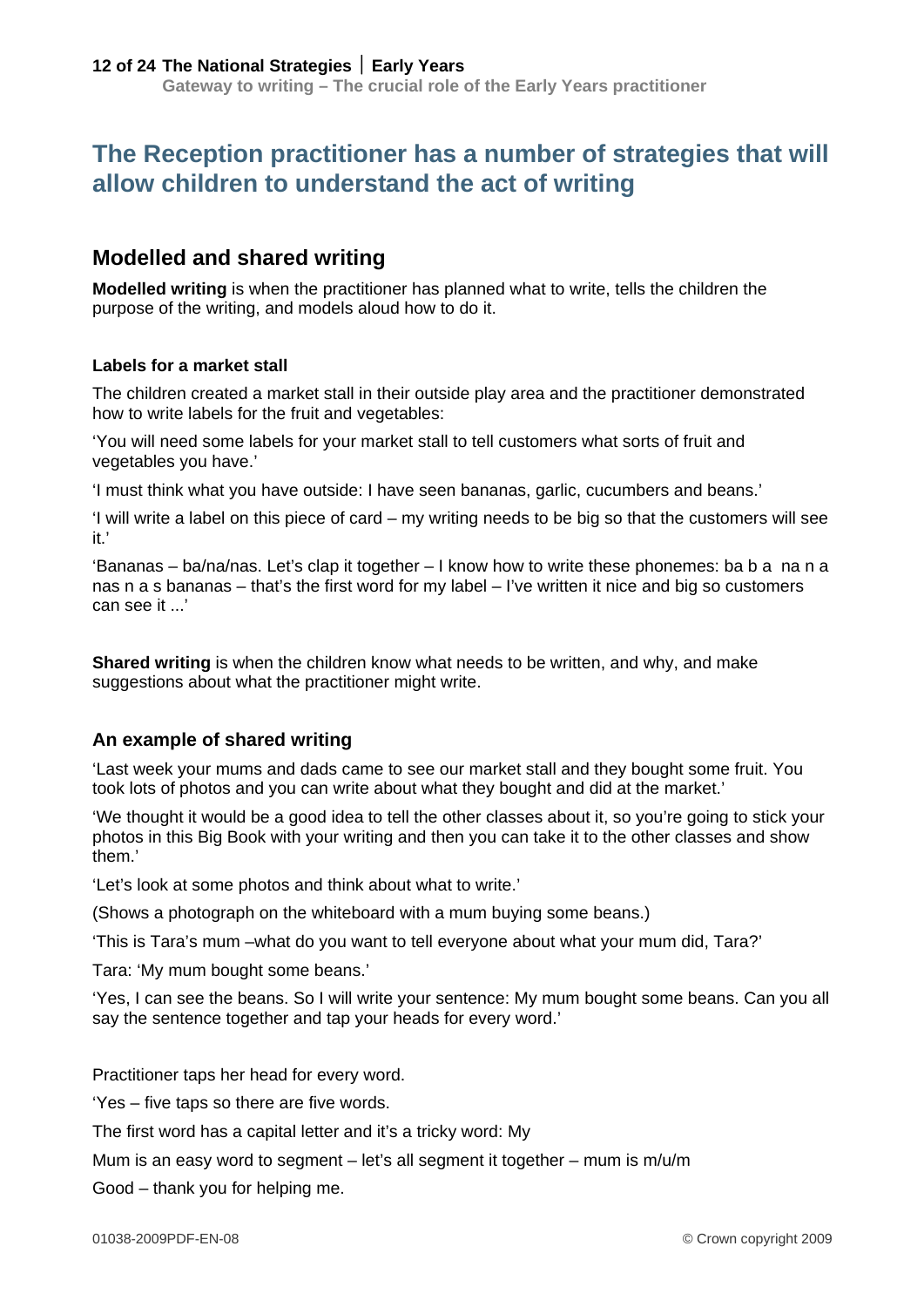# The Reception practitioner has a number of strategies that will allow children to understand the act of writing

## Modelled and shared writing

**Modelled writing** is when the practitioner has planned what to write, tells the children the purpose of the writing, and models aloud how to do it.

#### Labels for a market stall

The children created a market stall in their outside play area and the practitioner demonstrated how to write labels for the fruit and vegetables:

'You will need some labels for your market stall to tell customers what sorts of fruit and vegetables you have.'

'I must think what you have outside: I have seen bananas, garlic, cucumbers and beans.'

'I will write a label on this piece of card – my writing needs to be big so that the customers will see it.'

'Bananas – ba/na/nas. Let's clap it together – I know how to write these phonemes: ba b a na n a nas n a s bananas – that's the first word for my label – I've written it nice and big so customers can see it ...'

**Shared writing** is when the children know what needs to be written, and why, and make suggestions about what the practitioner might write.

### An example of shared writing

'Last week your mums and dads came to see our market stall and they bought some fruit. You took lots of photos and you can write about what they bought and did at the market.'

'We thought it would be a good idea to tell the other classes about it, so you're going to stick your photos in this Big Book with your writing and then you can take it to the other classes and show them.'

'Let's look at some photos and think about what to write.'

(Shows a photograph on the whiteboard with a mum buying some beans.)

'This is Tara's mum –what do you want to tell everyone about what your mum did, Tara?'

Tara: 'My mum bought some beans.'

'Yes, I can see the beans. So I will write your sentence: My mum bought some beans. Can you all say the sentence together and tap your heads for every word.'

Practitioner taps her head for every word.

'Yes – five taps so there are five words.

The first word has a capital letter and it's a tricky word: My

Mum is an easy word to segment – let's all segment it together – mum is m/u/m

Good – thank you for helping me.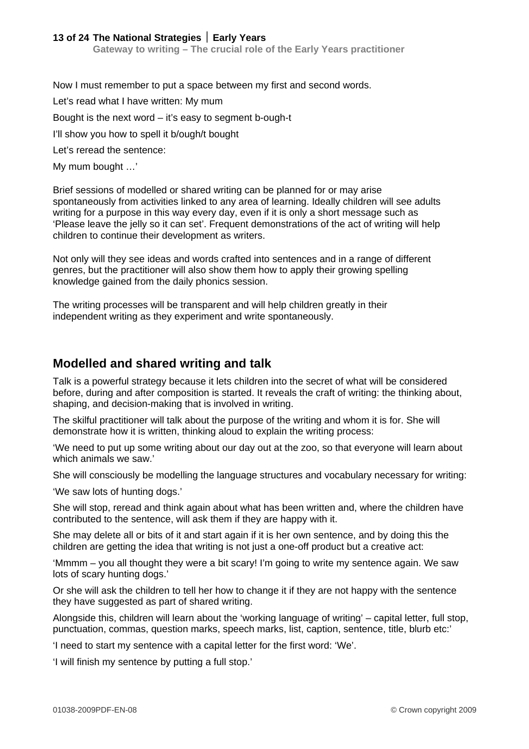Now I must remember to put a space between my first and second words.

Let's read what I have written: My mum

Bought is the next word – it's easy to segment b-ough-t

I'll show you how to spell it b/ough/t bought

Let's reread the sentence:

My mum bought …'

Brief sessions of modelled or shared writing can be planned for or may arise spontaneously from activities linked to any area of learning. Ideally children will see adults writing for a purpose in this way every day, even if it is only a short message such as 'Please leave the jelly so it can set'. Frequent demonstrations of the act of writing will help children to continue their development as writers.

Not only will they see ideas and words crafted into sentences and in a range of different genres, but the practitioner will also show them how to apply their growing spelling knowledge gained from the daily phonics session.

The writing processes will be transparent and will help children greatly in their independent writing as they experiment and write spontaneously.

## Modelled and shared writing and talk

Talk is a powerful strategy because it lets children into the secret of what will be considered before, during and after composition is started. It reveals the craft of writing: the thinking about, shaping, and decision-making that is involved in writing.

The skilful practitioner will talk about the purpose of the writing and whom it is for. She will demonstrate how it is written, thinking aloud to explain the writing process:

'We need to put up some writing about our day out at the zoo, so that everyone will learn about which animals we saw.'

She will consciously be modelling the language structures and vocabulary necessary for writing:

'We saw lots of hunting dogs.'

She will stop, reread and think again about what has been written and, where the children have contributed to the sentence, will ask them if they are happy with it.

She may delete all or bits of it and start again if it is her own sentence, and by doing this the children are getting the idea that writing is not just a one-off product but a creative act:

'Mmmm – you all thought they were a bit scary! I'm going to write my sentence again. We saw lots of scary hunting dogs.'

Or she will ask the children to tell her how to change it if they are not happy with the sentence they have suggested as part of shared writing.

Alongside this, children will learn about the 'working language of writing' – capital letter, full stop, punctuation, commas, question marks, speech marks, list, caption, sentence, title, blurb etc:'

'I need to start my sentence with a capital letter for the first word: 'We'.

'I will finish my sentence by putting a full stop.'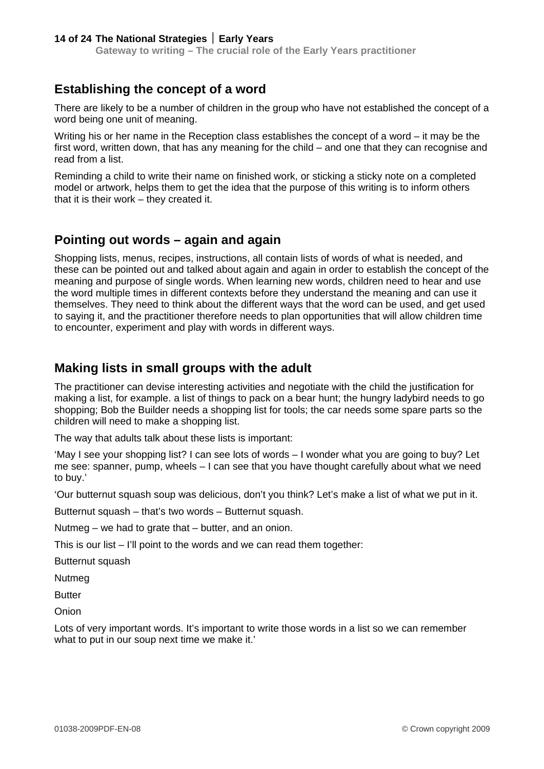## Establishing the concept of a word

There are likely to be a number of children in the group who have not established the concept of a word being one unit of meaning.

Writing his or her name in the Reception class establishes the concept of a word – it may be the first word, written down, that has any meaning for the child – and one that they can recognise and read from a list.

Reminding a child to write their name on finished work, or sticking a sticky note on a completed model or artwork, helps them to get the idea that the purpose of this writing is to inform others that it is their work – they created it.

## Pointing out words – again and again

Shopping lists, menus, recipes, instructions, all contain lists of words of what is needed, and these can be pointed out and talked about again and again in order to establish the concept of the meaning and purpose of single words. When learning new words, children need to hear and use the word multiple times in different contexts before they understand the meaning and can use it themselves. They need to think about the different ways that the word can be used, and get used to saying it, and the practitioner therefore needs to plan opportunities that will allow children time to encounter, experiment and play with words in different ways.

## Making lists in small groups with the adult

The practitioner can devise interesting activities and negotiate with the child the justification for making a list, for example. a list of things to pack on a bear hunt; the hungry ladybird needs to go shopping; Bob the Builder needs a shopping list for tools; the car needs some spare parts so the children will need to make a shopping list.

The way that adults talk about these lists is important:

'May I see your shopping list? I can see lots of words – I wonder what you are going to buy? Let me see: spanner, pump, wheels – I can see that you have thought carefully about what we need to buy.'

'Our butternut squash soup was delicious, don't you think? Let's make a list of what we put in it.

Butternut squash – that's two words – Butternut squash.

Nutmeg – we had to grate that – butter, and an onion.

This is our list – I'll point to the words and we can read them together:

Butternut squash

Nutmeg

Butter

Onion

Lots of very important words. It's important to write those words in a list so we can remember what to put in our soup next time we make it.'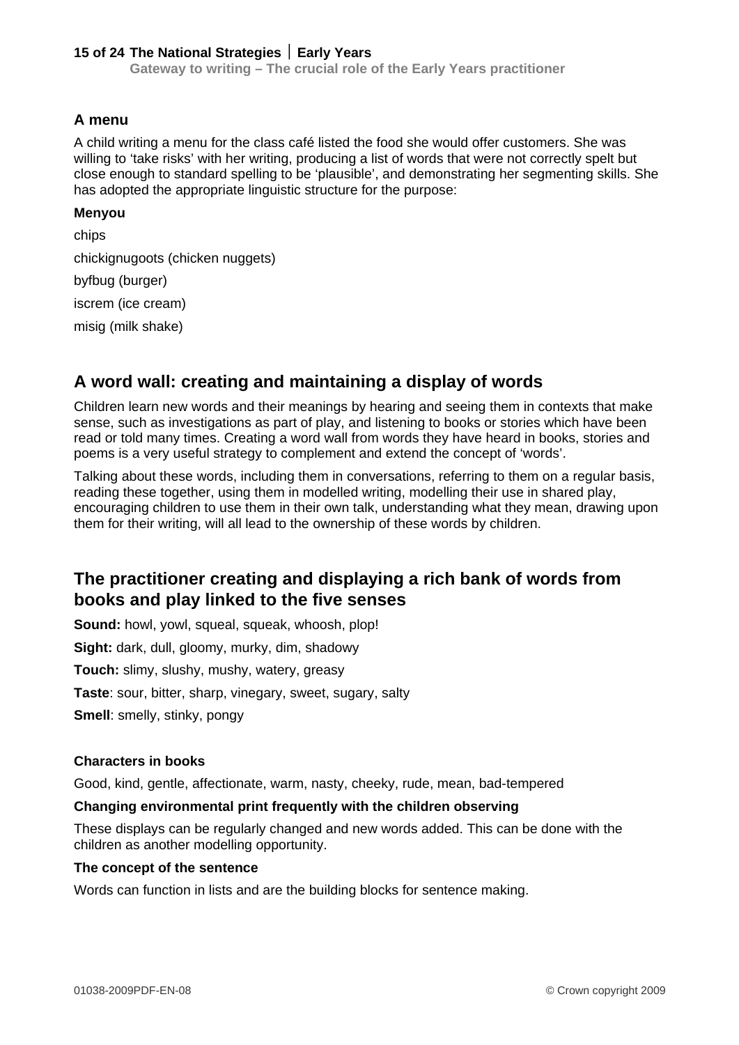### A menu

A child writing a menu for the class café listed the food she would offer customers. She was willing to 'take risks' with her writing, producing a list of words that were not correctly spelt but close enough to standard spelling to be 'plausible', and demonstrating her segmenting skills. She has adopted the appropriate linguistic structure for the purpose:

**Menyou**

chips

chickignugoots (chicken nuggets)

byfbug (burger)

iscrem (ice cream)

misig (milk shake)

## A word wall: creating and maintaining a display of words

Children learn new words and their meanings by hearing and seeing them in contexts that make sense, such as investigations as part of play, and listening to books or stories which have been read or told many times. Creating a word wall from words they have heard in books, stories and poems is a very useful strategy to complement and extend the concept of 'words'.

Talking about these words, including them in conversations, referring to them on a regular basis, reading these together, using them in modelled writing, modelling their use in shared play, encouraging children to use them in their own talk, understanding what they mean, drawing upon them for their writing, will all lead to the ownership of these words by children.

## The practitioner creating and displaying a rich bank of words from books and play linked to the five senses

**Sound:** howl, yowl, squeal, squeak, whoosh, plop!

**Sight:** dark, dull, gloomy, murky, dim, shadowy

**Touch:** slimy, slushy, mushy, watery, greasy

**Taste**: sour, bitter, sharp, vinegary, sweet, sugary, salty

**Smell**: smelly, stinky, pongy

#### Characters in books

Good, kind, gentle, affectionate, warm, nasty, cheeky, rude, mean, bad-tempered

#### Changing environmental print frequently with the children observing

These displays can be regularly changed and new words added. This can be done with the children as another modelling opportunity.

#### The concept of the sentence

Words can function in lists and are the building blocks for sentence making.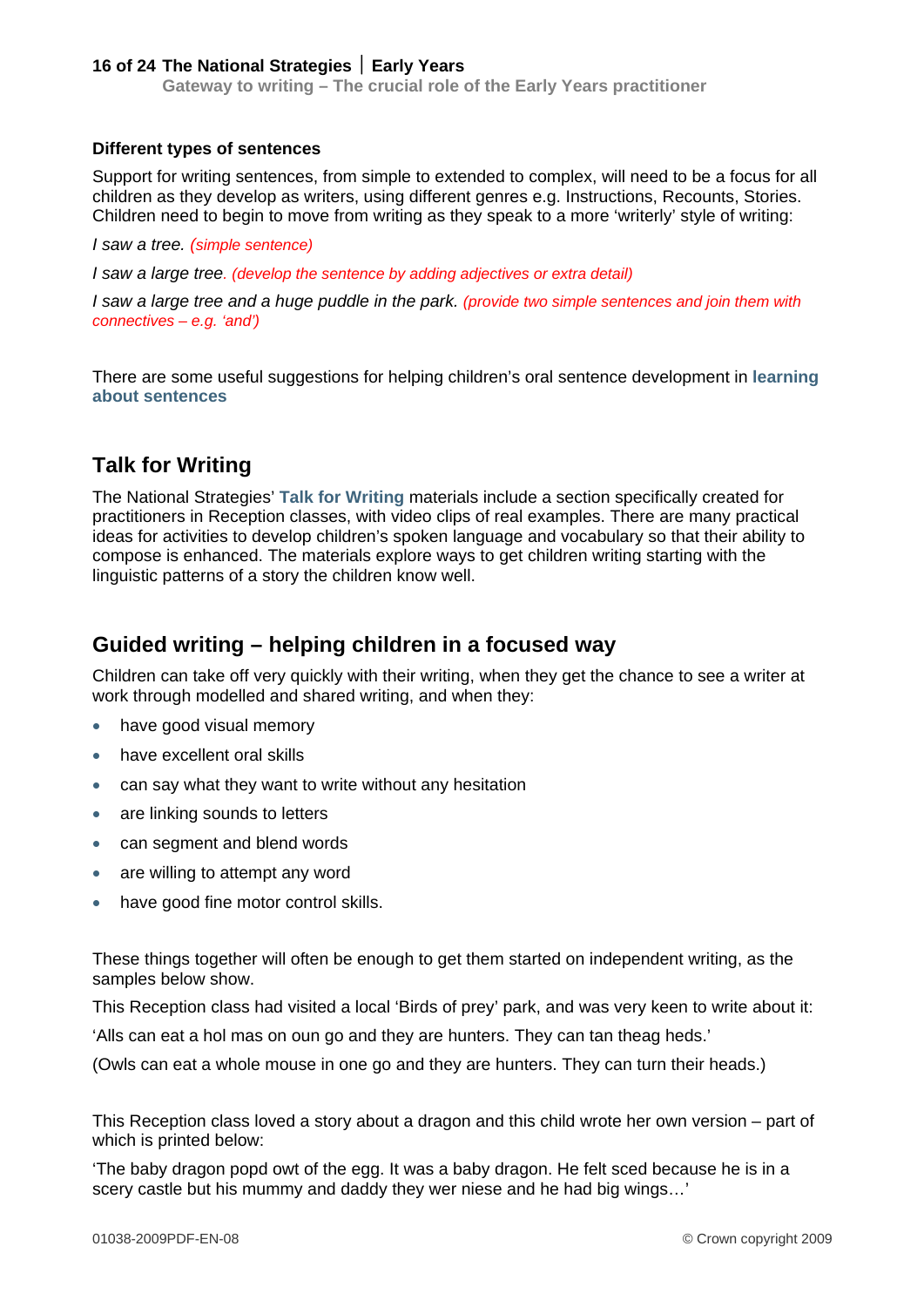### Different types of sentences

Support for writing sentences, from simple to extended to complex, will need to be a focus for all children as they develop as writers, using different genres e.g. Instructions, Recounts, Stories. Children need to begin to move from writing as they speak to a more 'writerly' style of writing:

*I saw a tree. (simple sentence)*

*I saw a large tree. (develop the sentence by adding adjectives or extra detail)*

*I saw a large tree and a huge puddle in the park. (provide two simple sentences and join them with connectives – e.g. 'and')*

There are some useful suggestions for helping children's oral sentence development in **learning about sentences**

## Talk for Writing

The National Strategies' **Talk for Writing** materials include a section specifically created for practitioners in Reception classes, with video clips of real examples. There are many practical ideas for activities to develop children's spoken language and vocabulary so that their ability to compose is enhanced. The materials explore ways to get children writing starting with the linguistic patterns of a story the children know well.

## Guided writing – helping children in a focused way

Children can take off very quickly with their writing, when they get the chance to see a writer at work through modelled and shared writing, and when they:

- have good visual memory
- have excellent oral skills
- can say what they want to write without any hesitation
- are linking sounds to letters
- can segment and blend words
- are willing to attempt any word
- have good fine motor control skills.

These things together will often be enough to get them started on independent writing, as the samples below show.

This Reception class had visited a local 'Birds of prey' park, and was very keen to write about it:

'Alls can eat a hol mas on oun go and they are hunters. They can tan theag heds.'

(Owls can eat a whole mouse in one go and they are hunters. They can turn their heads.)

This Reception class loved a story about a dragon and this child wrote her own version – part of which is printed below:

'The baby dragon popd owt of the egg. It was a baby dragon. He felt sced because he is in a scery castle but his mummy and daddy they wer niese and he had big wings…'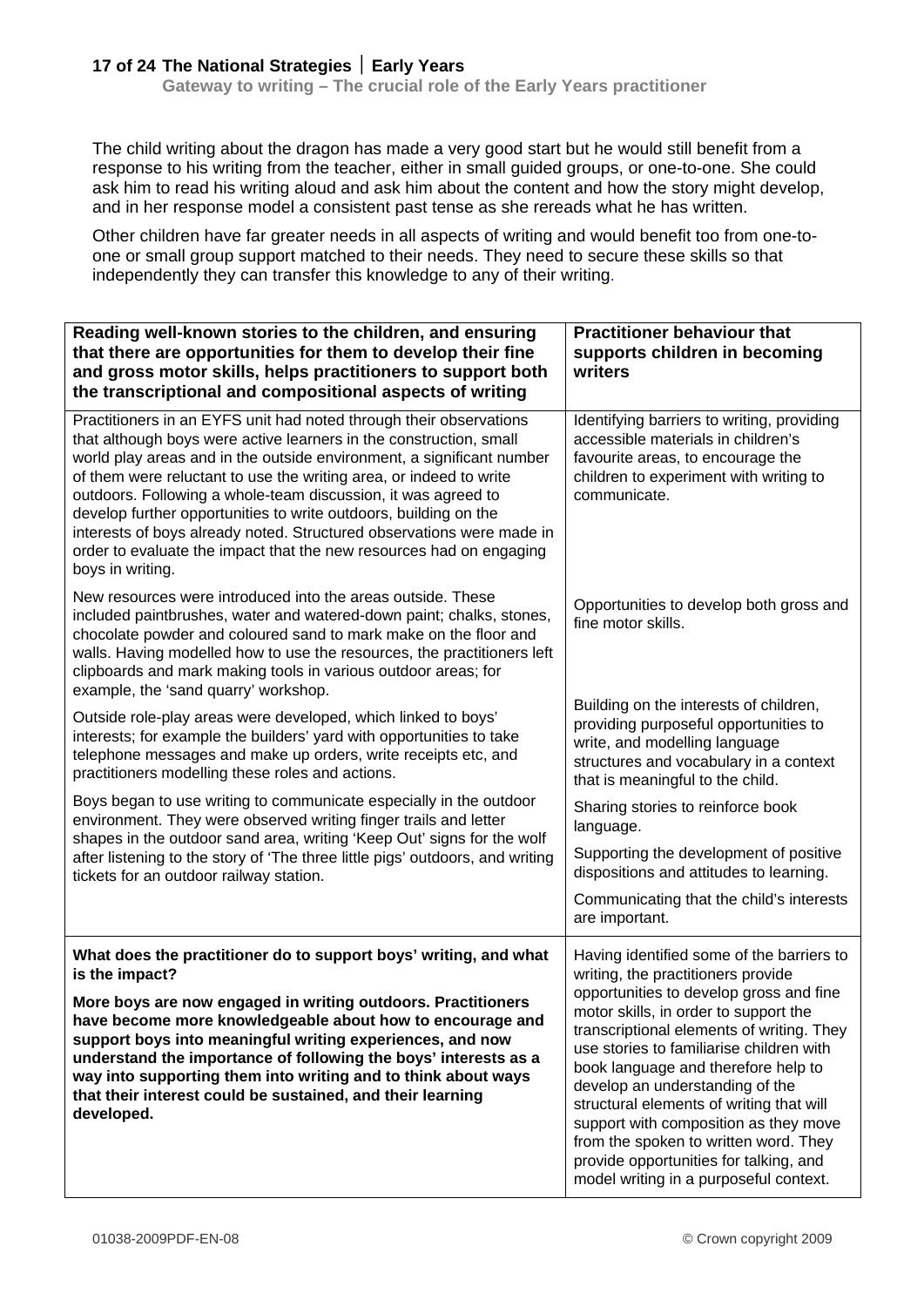The child writing about the dragon has made a very good start but he would still benefit from a response to his writing from the teacher, either in small guided groups, or one-to-one. She could ask him to read his writing aloud and ask him about the content and how the story might develop, and in her response model a consistent past tense as she rereads what he has written.

Other children have far greater needs in all aspects of writing and would benefit too from one-to-one or small group support matched to their needs. They need to secure these skills so that independently they can transfer this knowledge to any of their writing.

| **Reading well-known stories to the children, and ensuring that there are opportunities for them to develop their fine and gross motor skills, helps practitioners to support both the transcriptional and compositional aspects of writing** | **Practitioner behaviour that supports children in becoming writers** |
|---|---|
| Practitioners in an EYFS unit had noted through their observations that although boys were active learners in the construction, small world play areas and in the outside environment, a significant number of them were reluctant to use the writing area, or indeed to write outdoors. Following a whole-team discussion, it was agreed to develop further opportunities to write outdoors, building on the interests of boys already noted. Structured observations were made in order to evaluate the impact that the new resources had on engaging boys in writing. | Identifying barriers to writing, providing accessible materials in children's favourite areas, to encourage the children to experiment with writing to communicate. |
| New resources were introduced into the areas outside. These included paintbrushes, water and watered-down paint; chalks, stones, chocolate powder and coloured sand to mark make on the floor and walls. Having modelled how to use the resources, the practitioners left clipboards and mark making tools in various outdoor areas; for example, the 'sand quarry' workshop. | Opportunities to develop both gross and fine motor skills. |
| Outside role-play areas were developed, which linked to boys' interests; for example the builders' yard with opportunities to take telephone messages and make up orders, write receipts etc, and practitioners modelling these roles and actions. | Building on the interests of children, providing purposeful opportunities to write, and modelling language structures and vocabulary in a context that is meaningful to the child. |
| Boys began to use writing to communicate especially in the outdoor environment. They were observed writing finger trails and letter shapes in the outdoor sand area, writing 'Keep Out' signs for the wolf after listening to the story of 'The three little pigs' outdoors, and writing tickets for an outdoor railway station. | Sharing stories to reinforce book language.<br><br>Supporting the development of positive dispositions and attitudes to learning.<br><br>Communicating that the child's interests are important. |
| **What does the practitioner do to support boys' writing, and what is the impact?**<br><br>**More boys are now engaged in writing outdoors. Practitioners have become more knowledgeable about how to encourage and support boys into meaningful writing experiences, and now understand the importance of following the boys' interests as a way into supporting them into writing and to think about ways that their interest could be sustained, and their learning developed.** | Having identified some of the barriers to writing, the practitioners provide opportunities to develop gross and fine motor skills, in order to support the transcriptional elements of writing. They use stories to familiarise children with book language and therefore help to develop an understanding of the structural elements of writing that will support with composition as they move from the spoken to written word. They provide opportunities for talking, and model writing in a purposeful context. |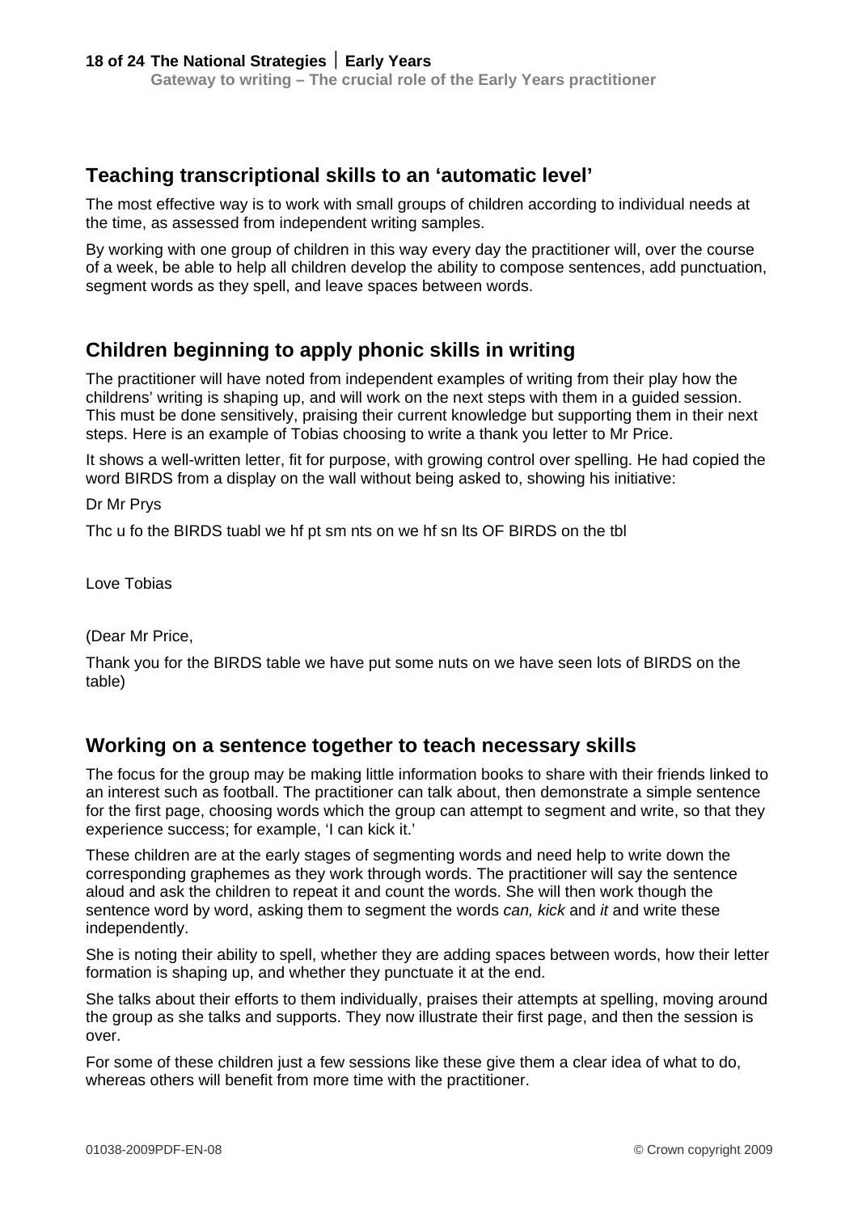## Teaching transcriptional skills to an 'automatic level'

The most effective way is to work with small groups of children according to individual needs at the time, as assessed from independent writing samples.

By working with one group of children in this way every day the practitioner will, over the course of a week, be able to help all children develop the ability to compose sentences, add punctuation, segment words as they spell, and leave spaces between words.

## Children beginning to apply phonic skills in writing

The practitioner will have noted from independent examples of writing from their play how the childrens' writing is shaping up, and will work on the next steps with them in a guided session. This must be done sensitively, praising their current knowledge but supporting them in their next steps. Here is an example of Tobias choosing to write a thank you letter to Mr Price.

It shows a well-written letter, fit for purpose, with growing control over spelling. He had copied the word BIRDS from a display on the wall without being asked to, showing his initiative:

Dr Mr Prys

Thc u fo the BIRDS tuabl we hf pt sm nts on we hf sn lts OF BIRDS on the tbl

Love Tobias

(Dear Mr Price,

Thank you for the BIRDS table we have put some nuts on we have seen lots of BIRDS on the table)

## Working on a sentence together to teach necessary skills

The focus for the group may be making little information books to share with their friends linked to an interest such as football. The practitioner can talk about, then demonstrate a simple sentence for the first page, choosing words which the group can attempt to segment and write, so that they experience success; for example, 'I can kick it.'

These children are at the early stages of segmenting words and need help to write down the corresponding graphemes as they work through words. The practitioner will say the sentence aloud and ask the children to repeat it and count the words. She will then work though the sentence word by word, asking them to segment the words *can, kick* and *it* and write these independently.

She is noting their ability to spell, whether they are adding spaces between words, how their letter formation is shaping up, and whether they punctuate it at the end.

She talks about their efforts to them individually, praises their attempts at spelling, moving around the group as she talks and supports. They now illustrate their first page, and then the session is over.

For some of these children just a few sessions like these give them a clear idea of what to do, whereas others will benefit from more time with the practitioner.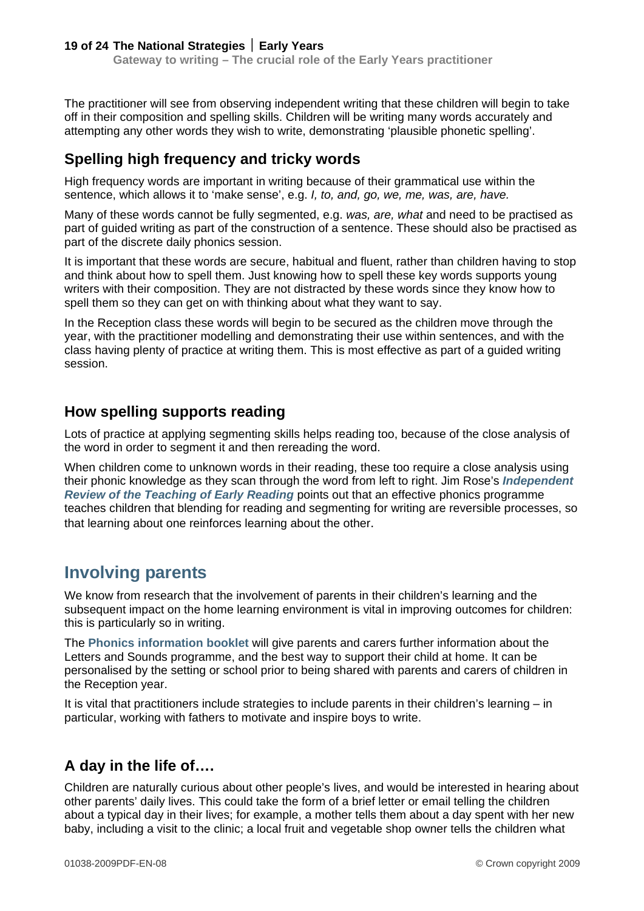The practitioner will see from observing independent writing that these children will begin to take off in their composition and spelling skills. Children will be writing many words accurately and attempting any other words they wish to write, demonstrating 'plausible phonetic spelling'.

### Spelling high frequency and tricky words

High frequency words are important in writing because of their grammatical use within the sentence, which allows it to 'make sense', e.g. *I, to, and, go, we, me, was, are, have.*

Many of these words cannot be fully segmented, e.g. *was, are, what* and need to be practised as part of guided writing as part of the construction of a sentence. These should also be practised as part of the discrete daily phonics session.

It is important that these words are secure, habitual and fluent, rather than children having to stop and think about how to spell them. Just knowing how to spell these key words supports young writers with their composition. They are not distracted by these words since they know how to spell them so they can get on with thinking about what they want to say.

In the Reception class these words will begin to be secured as the children move through the year, with the practitioner modelling and demonstrating their use within sentences, and with the class having plenty of practice at writing them. This is most effective as part of a guided writing session.

### How spelling supports reading

Lots of practice at applying segmenting skills helps reading too, because of the close analysis of the word in order to segment it and then rereading the word.

When children come to unknown words in their reading, these too require a close analysis using their phonic knowledge as they scan through the word from left to right. Jim Rose's ***Independent Review of the Teaching of Early Reading*** points out that an effective phonics programme teaches children that blending for reading and segmenting for writing are reversible processes, so that learning about one reinforces learning about the other.

## Involving parents

We know from research that the involvement of parents in their children's learning and the subsequent impact on the home learning environment is vital in improving outcomes for children: this is particularly so in writing.

The **Phonics information booklet** will give parents and carers further information about the Letters and Sounds programme, and the best way to support their child at home. It can be personalised by the setting or school prior to being shared with parents and carers of children in the Reception year.

It is vital that practitioners include strategies to include parents in their children's learning – in particular, working with fathers to motivate and inspire boys to write.

### A day in the life of….

Children are naturally curious about other people's lives, and would be interested in hearing about other parents' daily lives. This could take the form of a brief letter or email telling the children about a typical day in their lives; for example, a mother tells them about a day spent with her new baby, including a visit to the clinic; a local fruit and vegetable shop owner tells the children what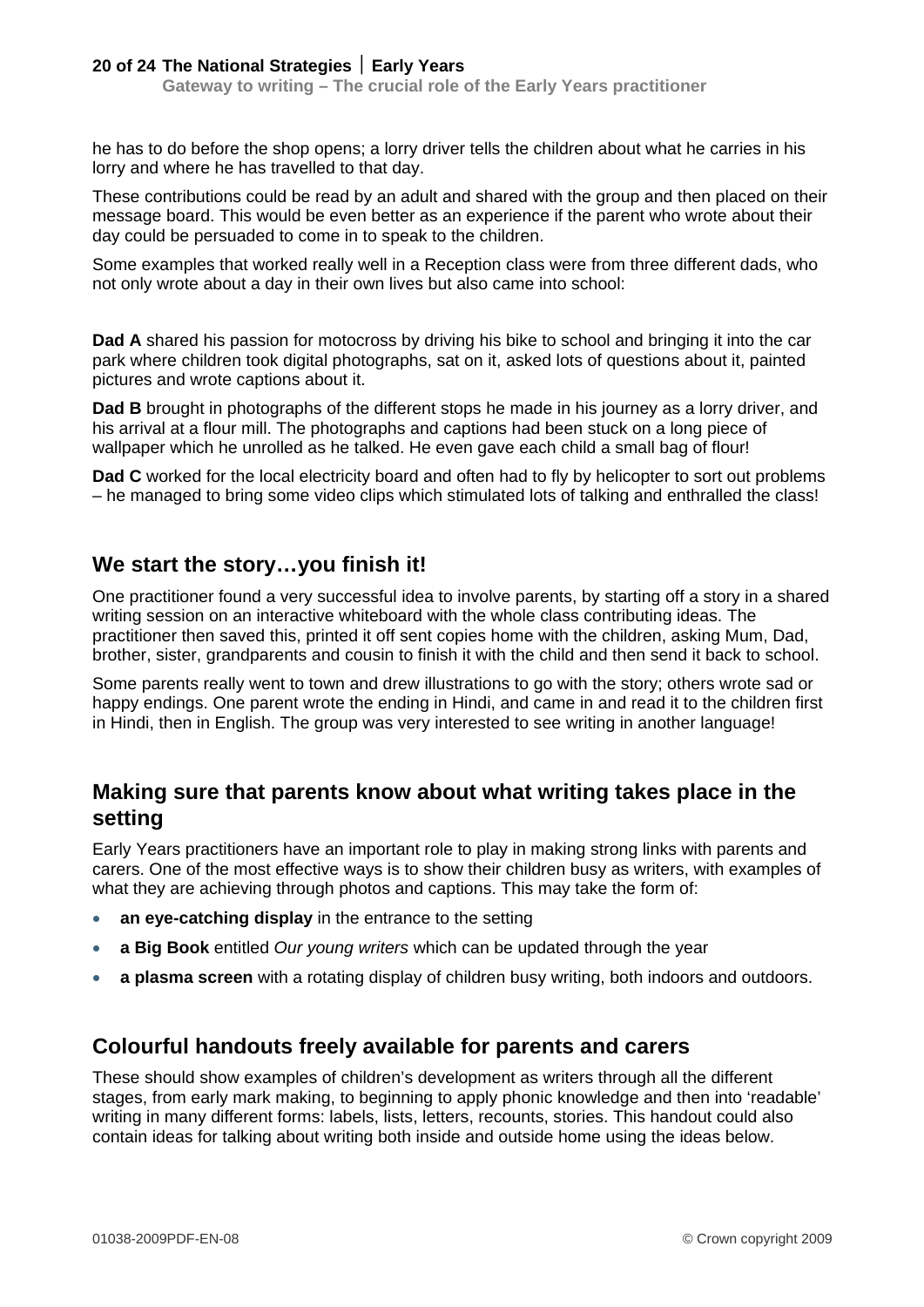he has to do before the shop opens; a lorry driver tells the children about what he carries in his lorry and where he has travelled to that day.

These contributions could be read by an adult and shared with the group and then placed on their message board. This would be even better as an experience if the parent who wrote about their day could be persuaded to come in to speak to the children.

Some examples that worked really well in a Reception class were from three different dads, who not only wrote about a day in their own lives but also came into school:

**Dad A** shared his passion for motocross by driving his bike to school and bringing it into the car park where children took digital photographs, sat on it, asked lots of questions about it, painted pictures and wrote captions about it.

**Dad B** brought in photographs of the different stops he made in his journey as a lorry driver, and his arrival at a flour mill. The photographs and captions had been stuck on a long piece of wallpaper which he unrolled as he talked. He even gave each child a small bag of flour!

**Dad C** worked for the local electricity board and often had to fly by helicopter to sort out problems – he managed to bring some video clips which stimulated lots of talking and enthralled the class!

## We start the story…you finish it!

One practitioner found a very successful idea to involve parents, by starting off a story in a shared writing session on an interactive whiteboard with the whole class contributing ideas. The practitioner then saved this, printed it off sent copies home with the children, asking Mum, Dad, brother, sister, grandparents and cousin to finish it with the child and then send it back to school.

Some parents really went to town and drew illustrations to go with the story; others wrote sad or happy endings. One parent wrote the ending in Hindi, and came in and read it to the children first in Hindi, then in English. The group was very interested to see writing in another language!

## Making sure that parents know about what writing takes place in the setting

Early Years practitioners have an important role to play in making strong links with parents and carers. One of the most effective ways is to show their children busy as writers, with examples of what they are achieving through photos and captions. This may take the form of:

- **an eye-catching display** in the entrance to the setting
- **a Big Book** entitled *Our young writers* which can be updated through the year
- **a plasma screen** with a rotating display of children busy writing, both indoors and outdoors.

## Colourful handouts freely available for parents and carers

These should show examples of children's development as writers through all the different stages, from early mark making, to beginning to apply phonic knowledge and then into 'readable' writing in many different forms: labels, lists, letters, recounts, stories. This handout could also contain ideas for talking about writing both inside and outside home using the ideas below.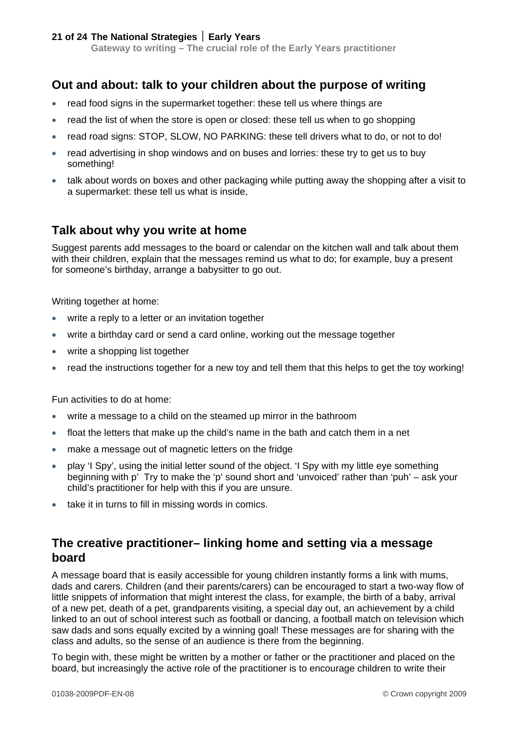## Out and about: talk to your children about the purpose of writing

- read food signs in the supermarket together: these tell us where things are
- read the list of when the store is open or closed: these tell us when to go shopping
- read road signs: STOP, SLOW, NO PARKING: these tell drivers what to do, or not to do!
- read advertising in shop windows and on buses and lorries: these try to get us to buy something!
- talk about words on boxes and other packaging while putting away the shopping after a visit to a supermarket: these tell us what is inside,

## Talk about why you write at home

Suggest parents add messages to the board or calendar on the kitchen wall and talk about them with their children, explain that the messages remind us what to do; for example, buy a present for someone's birthday, arrange a babysitter to go out.

Writing together at home:

- write a reply to a letter or an invitation together
- write a birthday card or send a card online, working out the message together
- write a shopping list together
- read the instructions together for a new toy and tell them that this helps to get the toy working!

Fun activities to do at home:

- write a message to a child on the steamed up mirror in the bathroom
- float the letters that make up the child's name in the bath and catch them in a net
- make a message out of magnetic letters on the fridge
- play 'I Spy', using the initial letter sound of the object. 'I Spy with my little eye something beginning with p' Try to make the 'p' sound short and 'unvoiced' rather than 'puh' – ask your child's practitioner for help with this if you are unsure.
- take it in turns to fill in missing words in comics.

## The creative practitioner– linking home and setting via a message board

A message board that is easily accessible for young children instantly forms a link with mums, dads and carers. Children (and their parents/carers) can be encouraged to start a two-way flow of little snippets of information that might interest the class, for example, the birth of a baby, arrival of a new pet, death of a pet, grandparents visiting, a special day out, an achievement by a child linked to an out of school interest such as football or dancing, a football match on television which saw dads and sons equally excited by a winning goal! These messages are for sharing with the class and adults, so the sense of an audience is there from the beginning.

To begin with, these might be written by a mother or father or the practitioner and placed on the board, but increasingly the active role of the practitioner is to encourage children to write their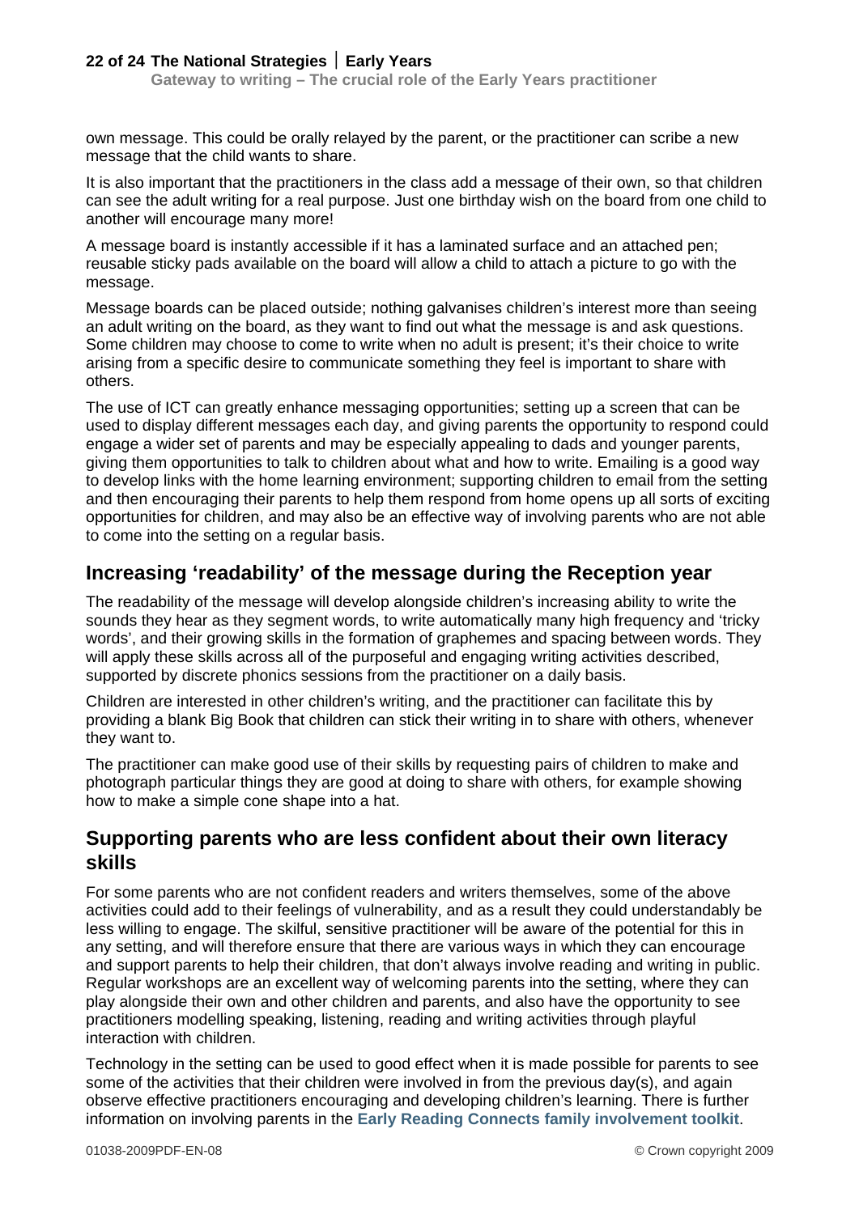own message. This could be orally relayed by the parent, or the practitioner can scribe a new message that the child wants to share.

It is also important that the practitioners in the class add a message of their own, so that children can see the adult writing for a real purpose. Just one birthday wish on the board from one child to another will encourage many more!

A message board is instantly accessible if it has a laminated surface and an attached pen; reusable sticky pads available on the board will allow a child to attach a picture to go with the message.

Message boards can be placed outside; nothing galvanises children's interest more than seeing an adult writing on the board, as they want to find out what the message is and ask questions. Some children may choose to come to write when no adult is present; it's their choice to write arising from a specific desire to communicate something they feel is important to share with others.

The use of ICT can greatly enhance messaging opportunities; setting up a screen that can be used to display different messages each day, and giving parents the opportunity to respond could engage a wider set of parents and may be especially appealing to dads and younger parents, giving them opportunities to talk to children about what and how to write. Emailing is a good way to develop links with the home learning environment; supporting children to email from the setting and then encouraging their parents to help them respond from home opens up all sorts of exciting opportunities for children, and may also be an effective way of involving parents who are not able to come into the setting on a regular basis.

## Increasing 'readability' of the message during the Reception year

The readability of the message will develop alongside children's increasing ability to write the sounds they hear as they segment words, to write automatically many high frequency and 'tricky words', and their growing skills in the formation of graphemes and spacing between words. They will apply these skills across all of the purposeful and engaging writing activities described, supported by discrete phonics sessions from the practitioner on a daily basis.

Children are interested in other children's writing, and the practitioner can facilitate this by providing a blank Big Book that children can stick their writing in to share with others, whenever they want to.

The practitioner can make good use of their skills by requesting pairs of children to make and photograph particular things they are good at doing to share with others, for example showing how to make a simple cone shape into a hat.

## Supporting parents who are less confident about their own literacy skills

For some parents who are not confident readers and writers themselves, some of the above activities could add to their feelings of vulnerability, and as a result they could understandably be less willing to engage. The skilful, sensitive practitioner will be aware of the potential for this in any setting, and will therefore ensure that there are various ways in which they can encourage and support parents to help their children, that don't always involve reading and writing in public. Regular workshops are an excellent way of welcoming parents into the setting, where they can play alongside their own and other children and parents, and also have the opportunity to see practitioners modelling speaking, listening, reading and writing activities through playful interaction with children.

Technology in the setting can be used to good effect when it is made possible for parents to see some of the activities that their children were involved in from the previous day(s), and again observe effective practitioners encouraging and developing children's learning. There is further information on involving parents in the **Early Reading Connects family involvement toolkit**.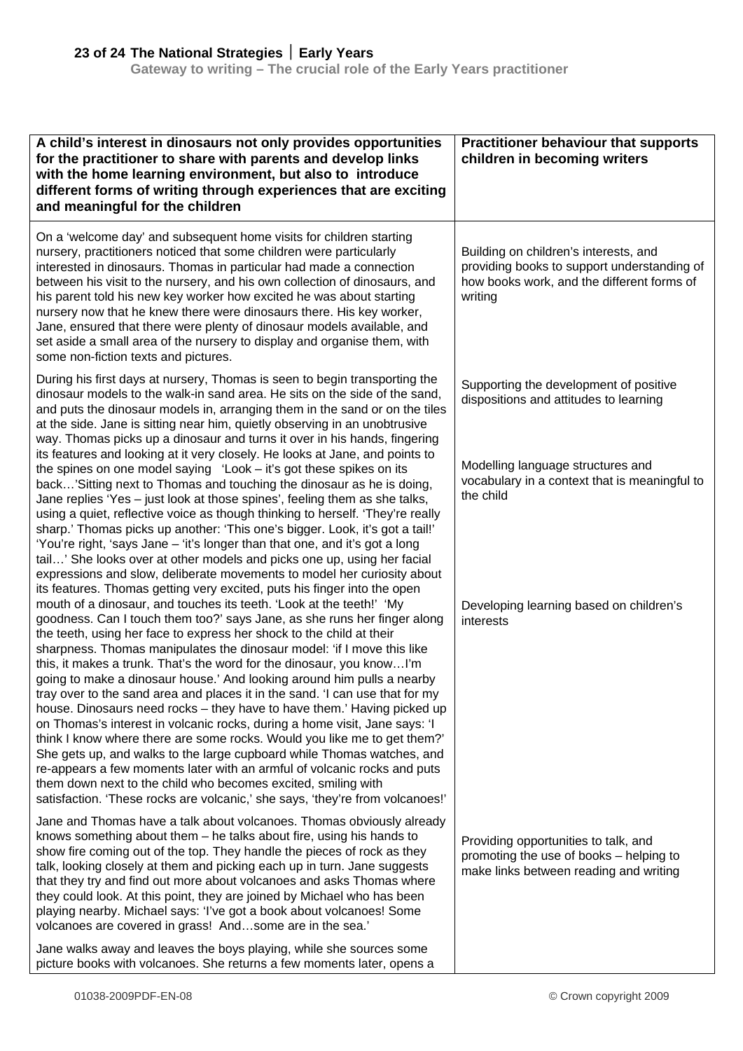| A child's interest in dinosaurs not only provides opportunities for the practitioner to share with parents and develop links with the home learning environment, but also to introduce different forms of writing through experiences that are exciting and meaningful for the children | Practitioner behaviour that supports children in becoming writers |
|---|---|
| On a 'welcome day' and subsequent home visits for children starting nursery, practitioners noticed that some children were particularly interested in dinosaurs. Thomas in particular had made a connection between his visit to the nursery, and his own collection of dinosaurs, and his parent told his new key worker how excited he was about starting nursery now that he knew there were dinosaurs there. His key worker, Jane, ensured that there were plenty of dinosaur models available, and set aside a small area of the nursery to display and organise them, with some non-fiction texts and pictures. | Building on children's interests, and providing books to support understanding of how books work, and the different forms of writing |
| During his first days at nursery, Thomas is seen to begin transporting the dinosaur models to the walk-in sand area. He sits on the side of the sand, and puts the dinosaur models in, arranging them in the sand or on the tiles at the side. Jane is sitting near him, quietly observing in an unobtrusive way. Thomas picks up a dinosaur and turns it over in his hands, fingering its features and looking at it very closely. He looks at Jane, and points to the spines on one model saying 'Look – it's got these spikes on its back…'Sitting next to Thomas and touching the dinosaur as he is doing, Jane replies 'Yes – just look at those spines', feeling them as she talks, using a quiet, reflective voice as though thinking to herself. 'They're really sharp.' Thomas picks up another: 'This one's bigger. Look, it's got a tail!' 'You're right, 'says Jane – 'it's longer than that one, and it's got a long tail…' She looks over at other models and picks one up, using her facial expressions and slow, deliberate movements to model her curiosity about its features. Thomas getting very excited, puts his finger into the open mouth of a dinosaur, and touches its teeth. 'Look at the teeth!' 'My goodness. Can I touch them too?' says Jane, as she runs her finger along the teeth, using her face to express her shock to the child at their sharpness. Thomas manipulates the dinosaur model: 'if I move this like this, it makes a trunk. That's the word for the dinosaur, you know…I'm going to make a dinosaur house.' And looking around him pulls a nearby tray over to the sand area and places it in the sand. 'I can use that for my house. Dinosaurs need rocks – they have to have them.' Having picked up on Thomas's interest in volcanic rocks, during a home visit, Jane says: 'I think I know where there are some rocks. Would you like me to get them?' She gets up, and walks to the large cupboard while Thomas watches, and re-appears a few moments later with an armful of volcanic rocks and puts them down next to the child who becomes excited, smiling with satisfaction. 'These rocks are volcanic,' she says, 'they're from volcanoes!' | Supporting the development of positive dispositions and attitudes to learning<br><br>Modelling language structures and vocabulary in a context that is meaningful to the child<br><br>Developing learning based on children's interests |
| Jane and Thomas have a talk about volcanoes. Thomas obviously already knows something about them – he talks about fire, using his hands to show fire coming out of the top. They handle the pieces of rock as they talk, looking closely at them and picking each up in turn. Jane suggests that they try and find out more about volcanoes and asks Thomas where they could look. At this point, they are joined by Michael who has been playing nearby. Michael says: 'I've got a book about volcanoes! Some volcanoes are covered in grass! And…some are in the sea.'<br><br>Jane walks away and leaves the boys playing, while she sources some picture books with volcanoes. She returns a few moments later, opens a | Providing opportunities to talk, and promoting the use of books – helping to make links between reading and writing |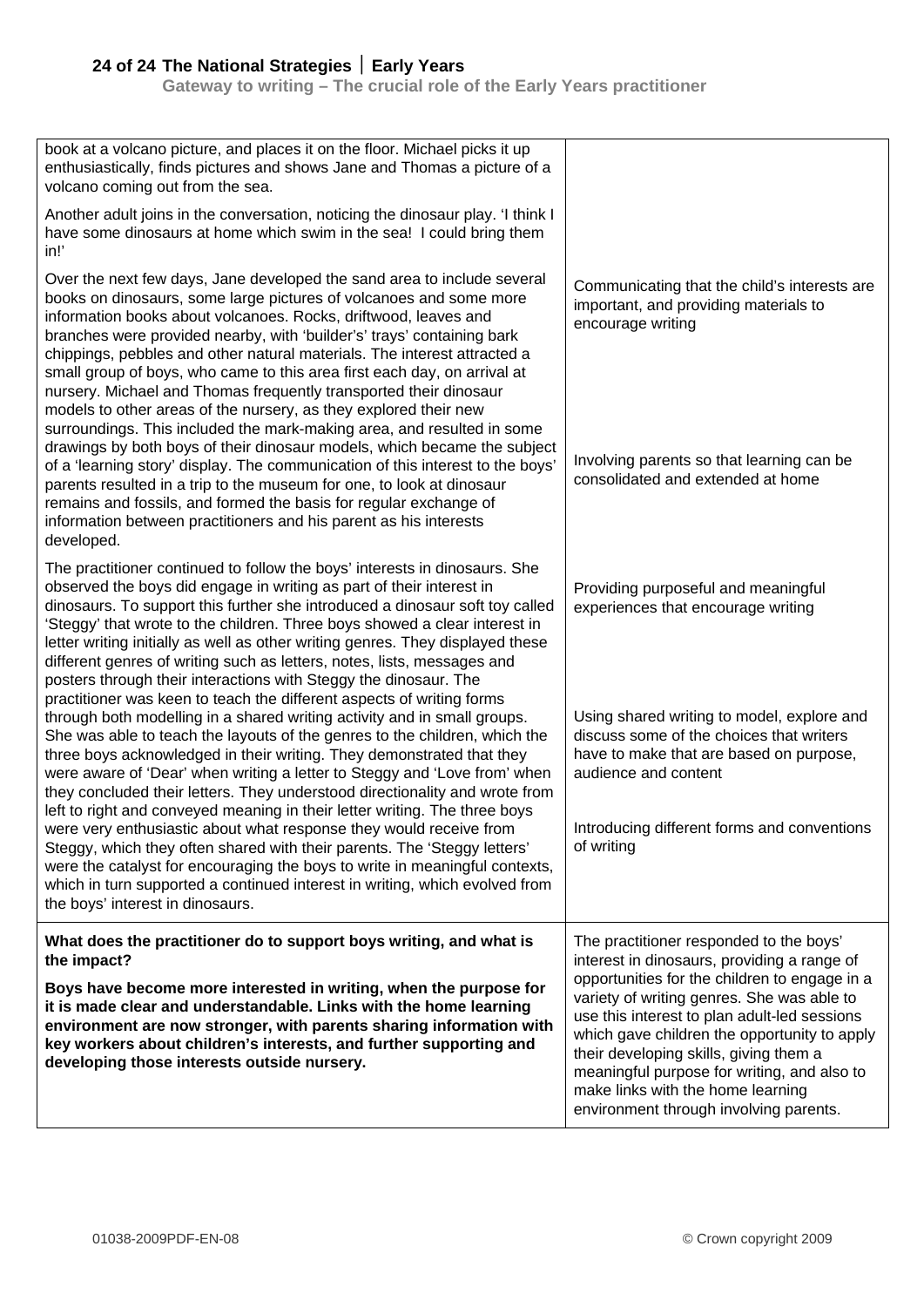| | |
|---|---|
| book at a volcano picture, and places it on the floor. Michael picks it up enthusiastically, finds pictures and shows Jane and Thomas a picture of a volcano coming out from the sea.<br><br>Another adult joins in the conversation, noticing the dinosaur play. 'I think I have some dinosaurs at home which swim in the sea! I could bring them in!'<br><br>Over the next few days, Jane developed the sand area to include several books on dinosaurs, some large pictures of volcanoes and some more information books about volcanoes. Rocks, driftwood, leaves and branches were provided nearby, with 'builder's' trays' containing bark chippings, pebbles and other natural materials. The interest attracted a small group of boys, who came to this area first each day, on arrival at nursery. Michael and Thomas frequently transported their dinosaur models to other areas of the nursery, as they explored their new surroundings. This included the mark-making area, and resulted in some drawings by both boys of their dinosaur models, which became the subject of a 'learning story' display. The communication of this interest to the boys' parents resulted in a trip to the museum for one, to look at dinosaur remains and fossils, and formed the basis for regular exchange of information between practitioners and his parent as his interests developed.<br><br>The practitioner continued to follow the boys' interests in dinosaurs. She observed the boys did engage in writing as part of their interest in dinosaurs. To support this further she introduced a dinosaur soft toy called 'Steggy' that wrote to the children. Three boys showed a clear interest in letter writing initially as well as other writing genres. They displayed these different genres of writing such as letters, notes, lists, messages and posters through their interactions with Steggy the dinosaur. The practitioner was keen to teach the different aspects of writing forms through both modelling in a shared writing activity and in small groups. She was able to teach the layouts of the genres to the children, which the three boys acknowledged in their writing. They demonstrated that they were aware of 'Dear' when writing a letter to Steggy and 'Love from' when they concluded their letters. They understood directionality and wrote from left to right and conveyed meaning in their letter writing. The three boys were very enthusiastic about what response they would receive from Steggy, which they often shared with their parents. The 'Steggy letters' were the catalyst for encouraging the boys to write in meaningful contexts, which in turn supported a continued interest in writing, which evolved from the boys' interest in dinosaurs. | Communicating that the child's interests are important, and providing materials to encourage writing<br><br>Involving parents so that learning can be consolidated and extended at home<br><br>Providing purposeful and meaningful experiences that encourage writing<br><br>Using shared writing to model, explore and discuss some of the choices that writers have to make that are based on purpose, audience and content<br><br>Introducing different forms and conventions of writing |
| **What does the practitioner do to support boys writing, and what is the impact?**<br><br>**Boys have become more interested in writing, when the purpose for it is made clear and understandable. Links with the home learning environment are now stronger, with parents sharing information with key workers about children's interests, and further supporting and developing those interests outside nursery.** | The practitioner responded to the boys' interest in dinosaurs, providing a range of opportunities for the children to engage in a variety of writing genres. She was able to use this interest to plan adult-led sessions which gave children the opportunity to apply their developing skills, giving them a meaningful purpose for writing, and also to make links with the home learning environment through involving parents. |

01038-2009PDF-EN-08 © Crown copyright 2009